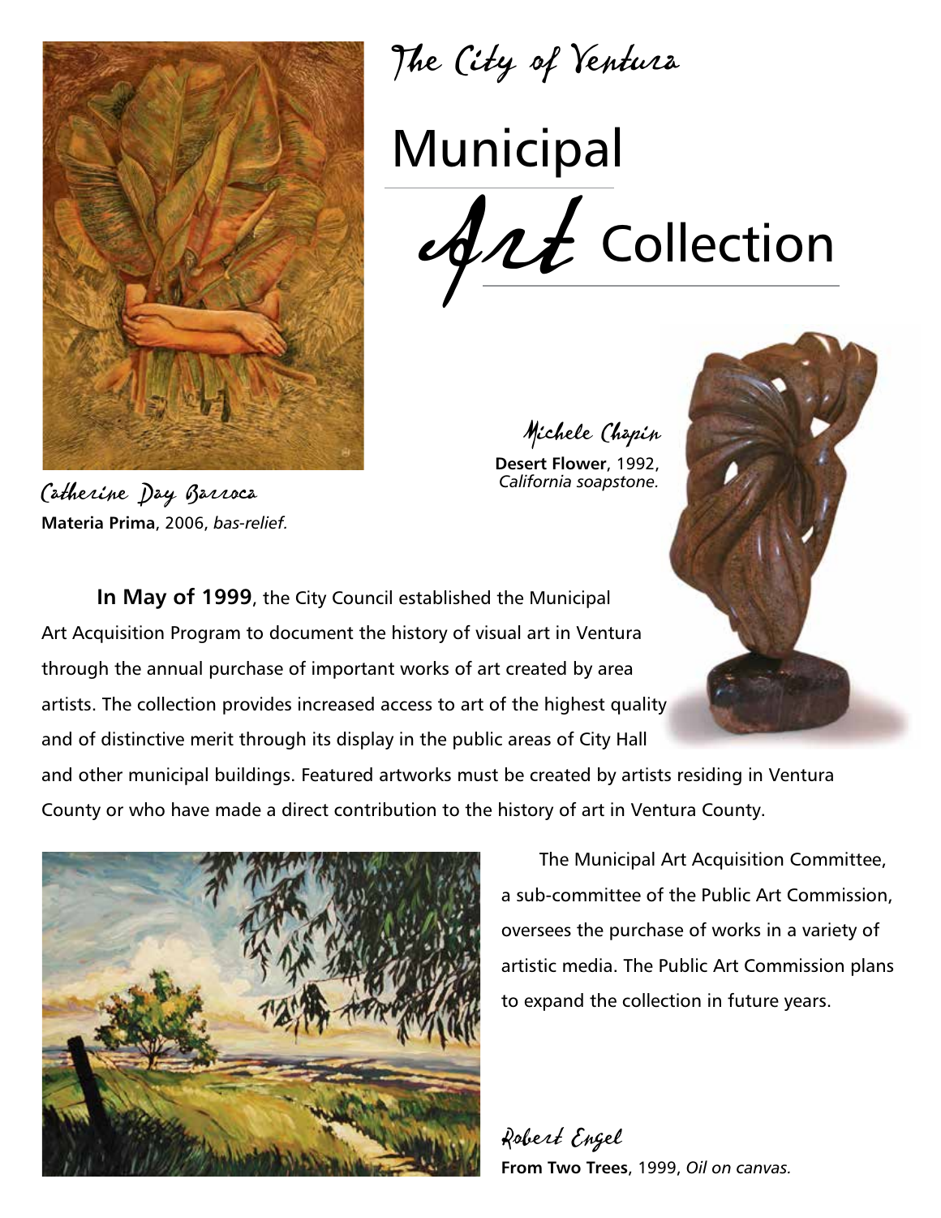# The City of Ventura

# Municipal Art Collection

Catherine Day Barroca
**Materia Prima**, 2006, *bas-relief.*

Michele Chapin
**Desert Flower**, 1992, *California soapstone.*

**In May of 1999**, the City Council established the Municipal Art Acquisition Program to document the history of visual art in Ventura through the annual purchase of important works of art created by area artists. The collection provides increased access to art of the highest quality and of distinctive merit through its display in the public areas of City Hall and other municipal buildings. Featured artworks must be created by artists residing in Ventura County or who have made a direct contribution to the history of art in Ventura County.

The Municipal Art Acquisition Committee, a sub-committee of the Public Art Commission, oversees the purchase of works in a variety of artistic media. The Public Art Commission plans to expand the collection in future years.

Robert Engel
**From Two Trees**, 1999, *Oil on canvas.*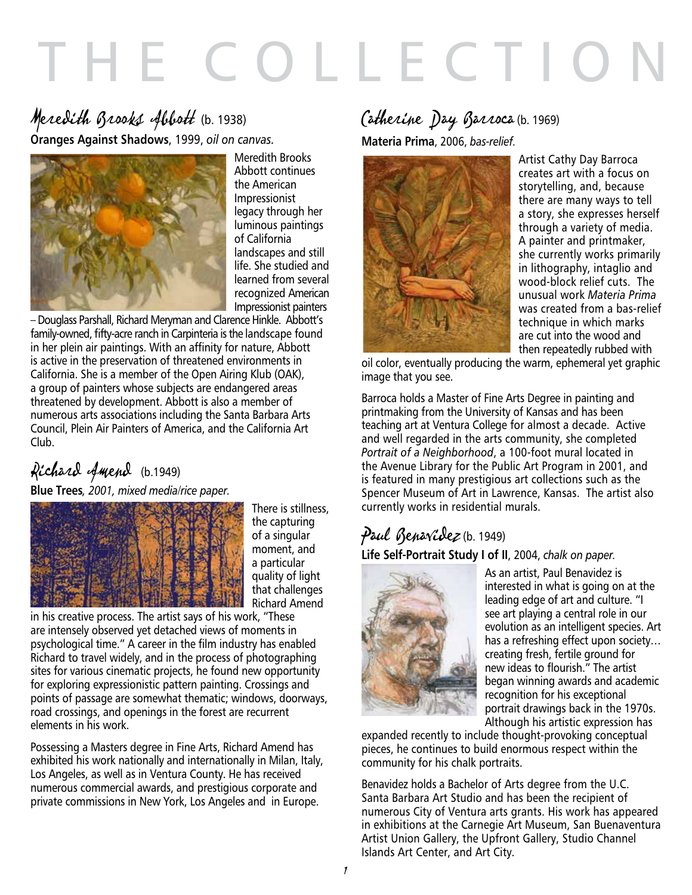# THE COLLECTION

## Meredith Brooks Abbott (b. 1938)

**Oranges Against Shadows**, 1999, *oil on canvas.*

Meredith Brooks Abbott continues the American Impressionist legacy through her luminous paintings of California landscapes and still life. She studied and learned from several recognized American Impressionist painters – Douglass Parshall, Richard Meryman and Clarence Hinkle. Abbott's family-owned, fifty-acre ranch in Carpinteria is the landscape found in her plein air paintings. With an affinity for nature, Abbott is active in the preservation of threatened environments in California. She is a member of the Open Airing Klub (OAK), a group of painters whose subjects are endangered areas threatened by development. Abbott is also a member of numerous arts associations including the Santa Barbara Arts Council, Plein Air Painters of America, and the California Art Club.

## Richard Amend (b.1949)

**Blue Trees***, 2001, mixed media/rice paper.*

There is stillness, the capturing of a singular moment, and a particular quality of light that challenges Richard Amend in his creative process. The artist says of his work, "These are intensely observed yet detached views of moments in psychological time." A career in the film industry has enabled Richard to travel widely, and in the process of photographing sites for various cinematic projects, he found new opportunity for exploring expressionistic pattern painting. Crossings and points of passage are somewhat thematic; windows, doorways, road crossings, and openings in the forest are recurrent elements in his work.

Possessing a Masters degree in Fine Arts, Richard Amend has exhibited his work nationally and internationally in Milan, Italy, Los Angeles, as well as in Ventura County. He has received numerous commercial awards, and prestigious corporate and private commissions in New York, Los Angeles and in Europe.

## Catherine Day Barroca (b. 1969)

**Materia Prima**, 2006, *bas-relief.*

Artist Cathy Day Barroca creates art with a focus on storytelling, and, because there are many ways to tell a story, she expresses herself through a variety of media. A painter and printmaker, she currently works primarily in lithography, intaglio and wood-block relief cuts. The unusual work *Materia Prima* was created from a bas-relief technique in which marks are cut into the wood and then repeatedly rubbed with oil color, eventually producing the warm, ephemeral yet graphic image that you see.

Barroca holds a Master of Fine Arts Degree in painting and printmaking from the University of Kansas and has been teaching art at Ventura College for almost a decade. Active and well regarded in the arts community, she completed *Portrait of a Neighborhood*, a 100-foot mural located in the Avenue Library for the Public Art Program in 2001, and is featured in many prestigious art collections such as the Spencer Museum of Art in Lawrence, Kansas. The artist also currently works in residential murals.

## Paul Benavidez (b. 1949)

**Life Self-Portrait Study I of II**, 2004, *chalk on paper.*

As an artist, Paul Benavidez is interested in what is going on at the leading edge of art and culture. "I see art playing a central role in our evolution as an intelligent species. Art has a refreshing effect upon society… creating fresh, fertile ground for new ideas to flourish." The artist began winning awards and academic recognition for his exceptional portrait drawings back in the 1970s. Although his artistic expression has expanded recently to include thought-provoking conceptual pieces, he continues to build enormous respect within the community for his chalk portraits.

Benavidez holds a Bachelor of Arts degree from the U.C. Santa Barbara Art Studio and has been the recipient of numerous City of Ventura arts grants. His work has appeared in exhibitions at the Carnegie Art Museum, San Buenaventura Artist Union Gallery, the Upfront Gallery, Studio Channel Islands Art Center, and Art City.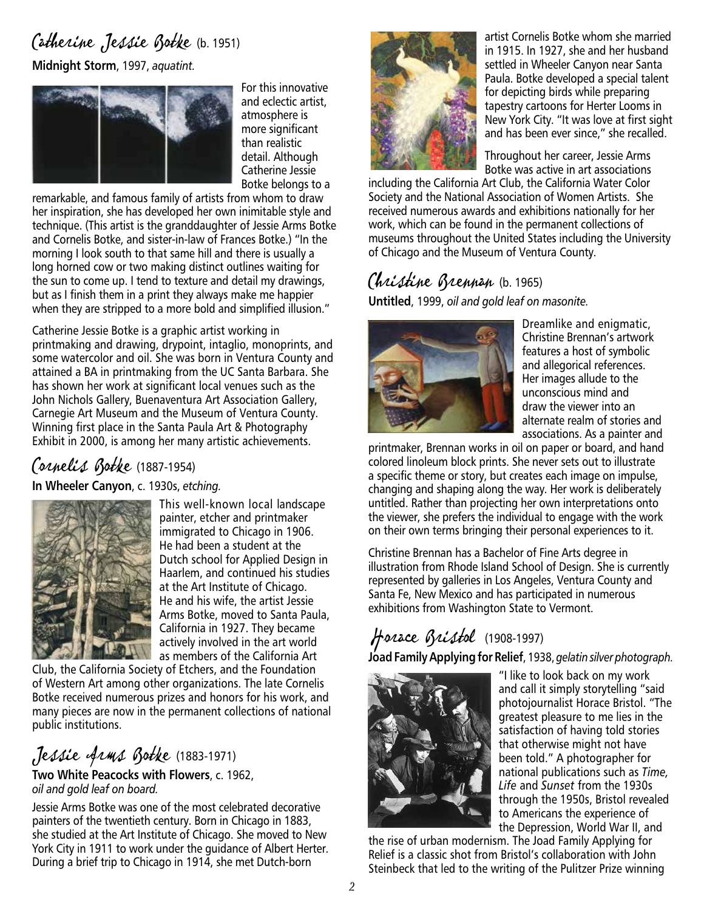## Catherine Jessie Botke (b. 1951)

**Midnight Storm**, 1997, *aquatint.*

For this innovative and eclectic artist, atmosphere is more significant than realistic detail. Although Catherine Jessie Botke belongs to a remarkable, and famous family of artists from whom to draw her inspiration, she has developed her own inimitable style and technique. (This artist is the granddaughter of Jessie Arms Botke and Cornelis Botke, and sister-in-law of Frances Botke.) "In the morning I look south to that same hill and there is usually a long horned cow or two making distinct outlines waiting for the sun to come up. I tend to texture and detail my drawings, but as I finish them in a print they always make me happier when they are stripped to a more bold and simplified illusion."

Catherine Jessie Botke is a graphic artist working in printmaking and drawing, drypoint, intaglio, monoprints, and some watercolor and oil. She was born in Ventura County and attained a BA in printmaking from the UC Santa Barbara. She has shown her work at significant local venues such as the John Nichols Gallery, Buenaventura Art Association Gallery, Carnegie Art Museum and the Museum of Ventura County. Winning first place in the Santa Paula Art & Photography Exhibit in 2000, is among her many artistic achievements.

## Cornelis Botke (1887-1954)

**In Wheeler Canyon**, c. 1930s, *etching.*

This well-known local landscape painter, etcher and printmaker immigrated to Chicago in 1906. He had been a student at the Dutch school for Applied Design in Haarlem, and continued his studies at the Art Institute of Chicago. He and his wife, the artist Jessie Arms Botke, moved to Santa Paula, California in 1927. They became actively involved in the art world as members of the California Art Club, the California Society of Etchers, and the Foundation of Western Art among other organizations. The late Cornelis Botke received numerous prizes and honors for his work, and many pieces are now in the permanent collections of national public institutions.

## Jessie Arms Botke (1883-1971)

**Two White Peacocks with Flowers**, c. 1962, *oil and gold leaf on board.*

Jessie Arms Botke was one of the most celebrated decorative painters of the twentieth century. Born in Chicago in 1883, she studied at the Art Institute of Chicago. She moved to New York City in 1911 to work under the guidance of Albert Herter. During a brief trip to Chicago in 1914, she met Dutch-born artist Cornelis Botke whom she married in 1915. In 1927, she and her husband settled in Wheeler Canyon near Santa Paula. Botke developed a special talent for depicting birds while preparing tapestry cartoons for Herter Looms in New York City. "It was love at first sight and has been ever since," she recalled.

Throughout her career, Jessie Arms Botke was active in art associations including the California Art Club, the California Water Color Society and the National Association of Women Artists. She received numerous awards and exhibitions nationally for her work, which can be found in the permanent collections of museums throughout the United States including the University of Chicago and the Museum of Ventura County.

## Christine Brennan (b. 1965)

**Untitled**, 1999, *oil and gold leaf on masonite.*

Dreamlike and enigmatic, Christine Brennan's artwork features a host of symbolic and allegorical references. Her images allude to the unconscious mind and draw the viewer into an alternate realm of stories and associations. As a painter and printmaker, Brennan works in oil on paper or board, and hand colored linoleum block prints. She never sets out to illustrate a specific theme or story, but creates each image on impulse, changing and shaping along the way. Her work is deliberately untitled. Rather than projecting her own interpretations onto the viewer, she prefers the individual to engage with the work on their own terms bringing their personal experiences to it.

Christine Brennan has a Bachelor of Fine Arts degree in illustration from Rhode Island School of Design. She is currently represented by galleries in Los Angeles, Ventura County and Santa Fe, New Mexico and has participated in numerous exhibitions from Washington State to Vermont.

## Horace Bristol (1908-1997)

**Joad Family Applying for Relief**, 1938, *gelatin silver photograph.*

"I like to look back on my work and call it simply storytelling "said photojournalist Horace Bristol. "The greatest pleasure to me lies in the satisfaction of having told stories that otherwise might not have been told." A photographer for national publications such as *Time, Life* and *Sunset* from the 1930s through the 1950s, Bristol revealed to Americans the experience of the Depression, World War II, and the rise of urban modernism. The Joad Family Applying for Relief is a classic shot from Bristol's collaboration with John Steinbeck that led to the writing of the Pulitzer Prize winning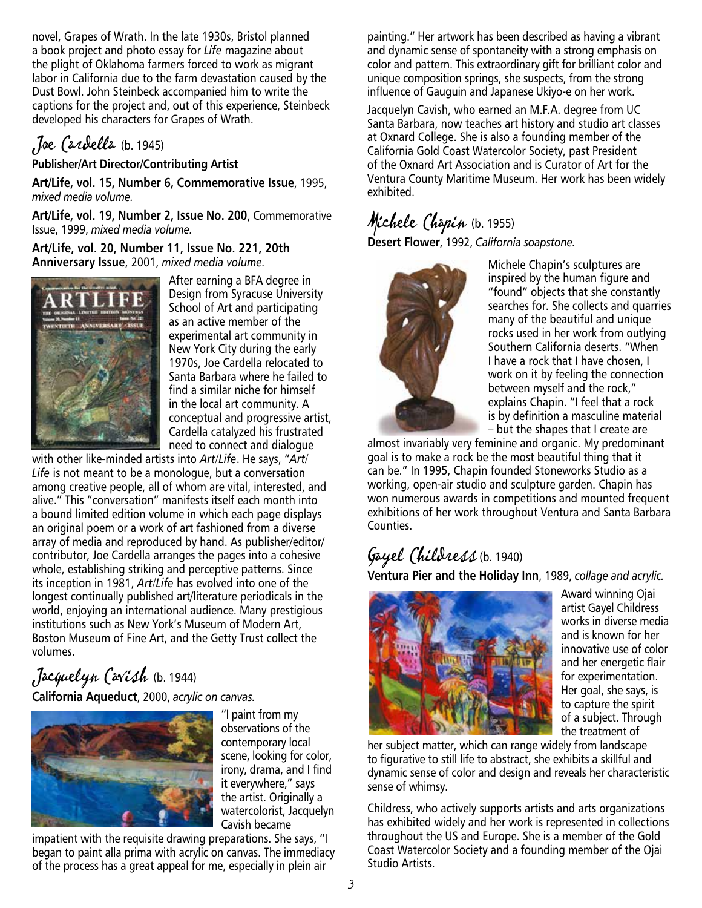novel, Grapes of Wrath. In the late 1930s, Bristol planned a book project and photo essay for *Life* magazine about the plight of Oklahoma farmers forced to work as migrant labor in California due to the farm devastation caused by the Dust Bowl. John Steinbeck accompanied him to write the captions for the project and, out of this experience, Steinbeck developed his characters for Grapes of Wrath.

## Joe Cardella (b. 1945)

**Publisher/Art Director/Contributing Artist**

**Art/Life, vol. 15, Number 6, Commemorative Issue**, 1995, *mixed media volume.*

**Art/Life, vol. 19, Number 2, Issue No. 200**, Commemorative Issue, 1999, *mixed media volume.*

**Art/Life, vol. 20, Number 11, Issue No. 221, 20th Anniversary Issue**, 2001, *mixed media volume.*

After earning a BFA degree in Design from Syracuse University School of Art and participating as an active member of the experimental art community in New York City during the early 1970s, Joe Cardella relocated to Santa Barbara where he failed to find a similar niche for himself in the local art community. A conceptual and progressive artist, Cardella catalyzed his frustrated need to connect and dialogue with other like-minded artists into *Art/Life*. He says, "*Art/Life* is not meant to be a monologue, but a conversation among creative people, all of whom are vital, interested, and alive." This "conversation" manifests itself each month into a bound limited edition volume in which each page displays an original poem or a work of art fashioned from a diverse array of media and reproduced by hand. As publisher/editor/contributor, Joe Cardella arranges the pages into a cohesive whole, establishing striking and perceptive patterns. Since its inception in 1981, *Art/Life* has evolved into one of the longest continually published art/literature periodicals in the world, enjoying an international audience. Many prestigious institutions such as New York's Museum of Modern Art, Boston Museum of Fine Art, and the Getty Trust collect the volumes.

## Jacquelyn Cavish (b. 1944)

**California Aqueduct**, 2000, *acrylic on canvas.*

"I paint from my observations of the contemporary local scene, looking for color, irony, drama, and I find it everywhere," says the artist. Originally a watercolorist, Jacquelyn Cavish became impatient with the requisite drawing preparations. She says, "I began to paint alla prima with acrylic on canvas. The immediacy of the process has a great appeal for me, especially in plein air painting." Her artwork has been described as having a vibrant and dynamic sense of spontaneity with a strong emphasis on color and pattern. This extraordinary gift for brilliant color and unique composition springs, she suspects, from the strong influence of Gauguin and Japanese Ukiyo-e on her work.

Jacquelyn Cavish, who earned an M.F.A. degree from UC Santa Barbara, now teaches art history and studio art classes at Oxnard College. She is also a founding member of the California Gold Coast Watercolor Society, past President of the Oxnard Art Association and is Curator of Art for the Ventura County Maritime Museum. Her work has been widely exhibited.

## Michele Chapin (b. 1955)

**Desert Flower**, 1992, *California soapstone.*

Michele Chapin's sculptures are inspired by the human figure and "found" objects that she constantly searches for. She collects and quarries many of the beautiful and unique rocks used in her work from outlying Southern California deserts. "When I have a rock that I have chosen, I work on it by feeling the connection between myself and the rock," explains Chapin. "I feel that a rock is by definition a masculine material – but the shapes that I create are almost invariably very feminine and organic. My predominant goal is to make a rock be the most beautiful thing that it can be." In 1995, Chapin founded Stoneworks Studio as a working, open-air studio and sculpture garden. Chapin has won numerous awards in competitions and mounted frequent exhibitions of her work throughout Ventura and Santa Barbara Counties.

## Gayel Childress (b. 1940)

**Ventura Pier and the Holiday Inn**, 1989, *collage and acrylic.*

Award winning Ojai artist Gayel Childress works in diverse media and is known for her innovative use of color and her energetic flair for experimentation. Her goal, she says, is to capture the spirit of a subject. Through the treatment of her subject matter, which can range widely from landscape to figurative to still life to abstract, she exhibits a skillful and dynamic sense of color and design and reveals her characteristic sense of whimsy.

Childress, who actively supports artists and arts organizations has exhibited widely and her work is represented in collections throughout the US and Europe. She is a member of the Gold Coast Watercolor Society and a founding member of the Ojai Studio Artists.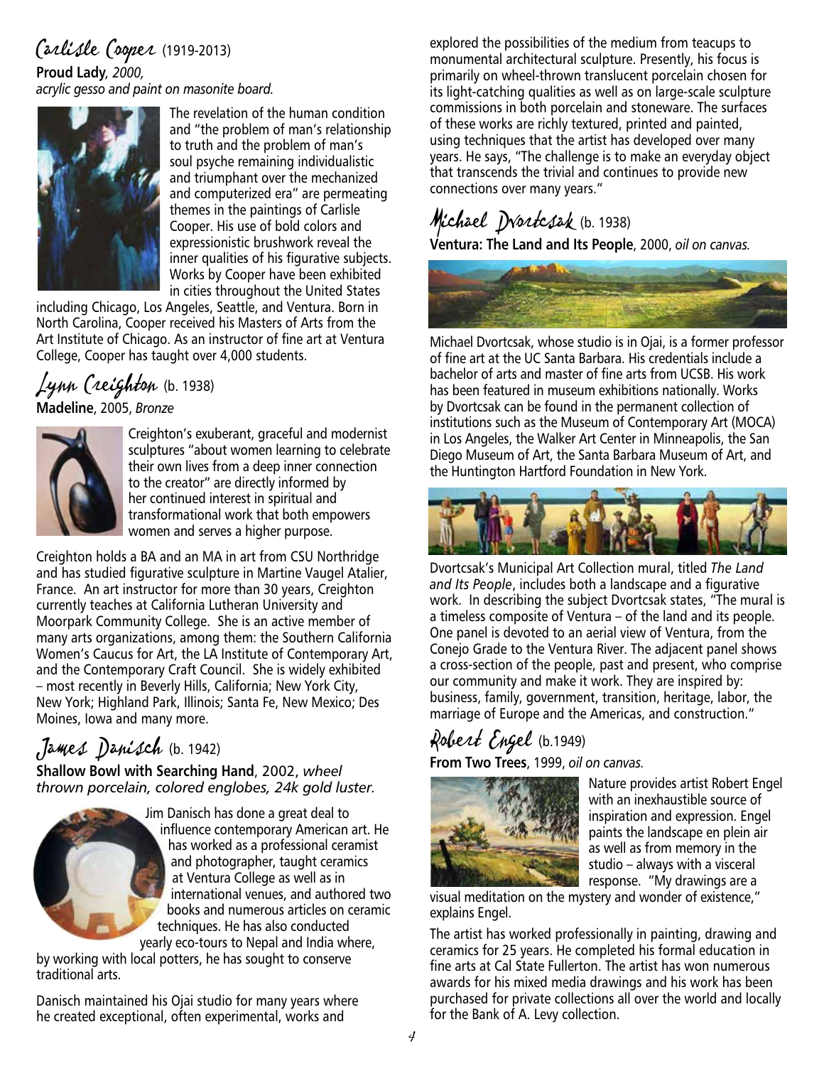## Carlisle Cooper (1919-2013)

**Proud Lady**, *2000, acrylic gesso and paint on masonite board.*

The revelation of the human condition and "the problem of man's relationship to truth and the problem of man's soul psyche remaining individualistic and triumphant over the mechanized and computerized era" are permeating themes in the paintings of Carlisle Cooper. His use of bold colors and expressionistic brushwork reveal the inner qualities of his figurative subjects. Works by Cooper have been exhibited in cities throughout the United States including Chicago, Los Angeles, Seattle, and Ventura. Born in North Carolina, Cooper received his Masters of Arts from the Art Institute of Chicago. As an instructor of fine art at Ventura College, Cooper has taught over 4,000 students.

## Lynn Creighton (b. 1938)

**Madeline**, 2005, *Bronze*

Creighton's exuberant, graceful and modernist sculptures "about women learning to celebrate their own lives from a deep inner connection to the creator" are directly informed by her continued interest in spiritual and transformational work that both empowers women and serves a higher purpose.

Creighton holds a BA and an MA in art from CSU Northridge and has studied figurative sculpture in Martine Vaugel Atalier, France. An art instructor for more than 30 years, Creighton currently teaches at California Lutheran University and Moorpark Community College. She is an active member of many arts organizations, among them: the Southern California Women's Caucus for Art, the LA Institute of Contemporary Art, and the Contemporary Craft Council. She is widely exhibited – most recently in Beverly Hills, California; New York City, New York; Highland Park, Illinois; Santa Fe, New Mexico; Des Moines, Iowa and many more.

## James Danisch (b. 1942)

**Shallow Bowl with Searching Hand**, 2002, *wheel thrown porcelain, colored englobes, 24k gold luster.*

Jim Danisch has done a great deal to influence contemporary American art. He has worked as a professional ceramist and photographer, taught ceramics at Ventura College as well as in international venues, and authored two books and numerous articles on ceramic techniques. He has also conducted yearly eco-tours to Nepal and India where, by working with local potters, he has sought to conserve traditional arts.

Danisch maintained his Ojai studio for many years where he created exceptional, often experimental, works and explored the possibilities of the medium from teacups to monumental architectural sculpture. Presently, his focus is primarily on wheel-thrown translucent porcelain chosen for its light-catching qualities as well as on large-scale sculpture commissions in both porcelain and stoneware. The surfaces of these works are richly textured, printed and painted, using techniques that the artist has developed over many years. He says, "The challenge is to make an everyday object that transcends the trivial and continues to provide new connections over many years."

## Michael Dvortcsak (b. 1938)

**Ventura: The Land and Its People**, 2000, *oil on canvas.*

Michael Dvortcsak, whose studio is in Ojai, is a former professor of fine art at the UC Santa Barbara. His credentials include a bachelor of arts and master of fine arts from UCSB. His work has been featured in museum exhibitions nationally. Works by Dvortcsak can be found in the permanent collection of institutions such as the Museum of Contemporary Art (MOCA) in Los Angeles, the Walker Art Center in Minneapolis, the San Diego Museum of Art, the Santa Barbara Museum of Art, and the Huntington Hartford Foundation in New York.

Dvortcsak's Municipal Art Collection mural, titled *The Land and Its People*, includes both a landscape and a figurative work. In describing the subject Dvortcsak states, "The mural is a timeless composite of Ventura – of the land and its people. One panel is devoted to an aerial view of Ventura, from the Conejo Grade to the Ventura River. The adjacent panel shows a cross-section of the people, past and present, who comprise our community and make it work. They are inspired by: business, family, government, transition, heritage, labor, the marriage of Europe and the Americas, and construction."

## Robert Engel (b.1949)

**From Two Trees**, 1999, *oil on canvas.*

Nature provides artist Robert Engel with an inexhaustible source of inspiration and expression. Engel paints the landscape en plein air as well as from memory in the studio – always with a visceral response. "My drawings are a visual meditation on the mystery and wonder of existence," explains Engel.

The artist has worked professionally in painting, drawing and ceramics for 25 years. He completed his formal education in fine arts at Cal State Fullerton. The artist has won numerous awards for his mixed media drawings and his work has been purchased for private collections all over the world and locally for the Bank of A. Levy collection.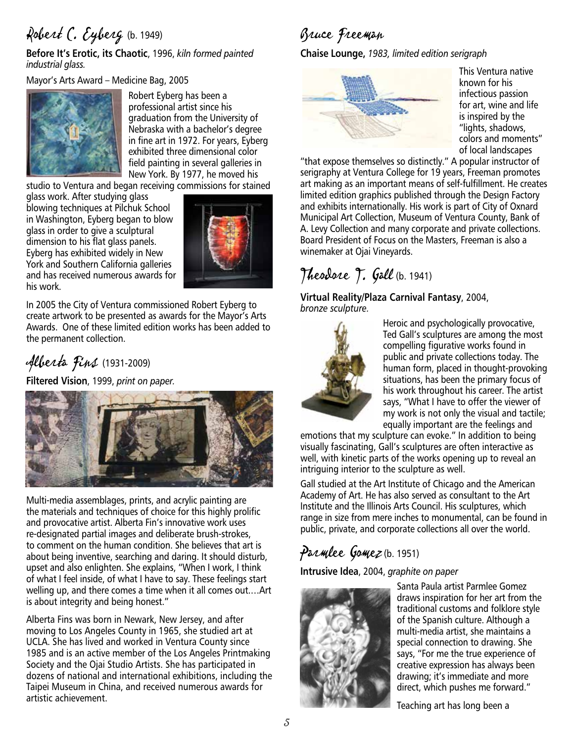## Robert C. Eyberg (b. 1949)

**Before It's Erotic, its Chaotic**, 1996, *kiln formed painted industrial glass.*

Mayor's Arts Award – Medicine Bag, 2005

Robert Eyberg has been a professional artist since his graduation from the University of Nebraska with a bachelor's degree in fine art in 1972. For years, Eyberg exhibited three dimensional color field painting in several galleries in New York. By 1977, he moved his studio to Ventura and began receiving commissions for stained glass work. After studying glass blowing techniques at Pilchuk School in Washington, Eyberg began to blow glass in order to give a sculptural dimension to his flat glass panels. Eyberg has exhibited widely in New York and Southern California galleries and has received numerous awards for his work.

In 2005 the City of Ventura commissioned Robert Eyberg to create artwork to be presented as awards for the Mayor's Arts Awards. One of these limited edition works has been added to the permanent collection.

## Alberta Fins (1931-2009)

**Filtered Vision**, 1999, *print on paper.*

Multi-media assemblages, prints, and acrylic painting are the materials and techniques of choice for this highly prolific and provocative artist. Alberta Fin's innovative work uses re-designated partial images and deliberate brush-strokes, to comment on the human condition. She believes that art is about being inventive, searching and daring. It should disturb, upset and also enlighten. She explains, "When I work, I think of what I feel inside, of what I have to say. These feelings start welling up, and there comes a time when it all comes out….Art is about integrity and being honest."

Alberta Fins was born in Newark, New Jersey, and after moving to Los Angeles County in 1965, she studied art at UCLA. She has lived and worked in Ventura County since 1985 and is an active member of the Los Angeles Printmaking Society and the Ojai Studio Artists. She has participated in dozens of national and international exhibitions, including the Taipei Museum in China, and received numerous awards for artistic achievement.

## Bruce Freeman

**Chaise Lounge,** *1983, limited edition serigraph*

This Ventura native known for his infectious passion for art, wine and life is inspired by the "lights, shadows, colors and moments" of local landscapes "that expose themselves so distinctly." A popular instructor of serigraphy at Ventura College for 19 years, Freeman promotes art making as an important means of self-fulfillment. He creates limited edition graphics published through the Design Factory and exhibits internationally. His work is part of City of Oxnard Municipal Art Collection, Museum of Ventura County, Bank of A. Levy Collection and many corporate and private collections. Board President of Focus on the Masters, Freeman is also a winemaker at Ojai Vineyards.

## Theodore T. Gall (b. 1941)

**Virtual Reality/Plaza Carnival Fantasy**, 2004, *bronze sculpture.*

Heroic and psychologically provocative, Ted Gall's sculptures are among the most compelling figurative works found in public and private collections today. The human form, placed in thought-provoking situations, has been the primary focus of his work throughout his career. The artist says, "What I have to offer the viewer of my work is not only the visual and tactile; equally important are the feelings and emotions that my sculpture can evoke." In addition to being visually fascinating, Gall's sculptures are often interactive as well, with kinetic parts of the works opening up to reveal an intriguing interior to the sculpture as well.

Gall studied at the Art Institute of Chicago and the American Academy of Art. He has also served as consultant to the Art Institute and the Illinois Arts Council. His sculptures, which range in size from mere inches to monumental, can be found in public, private, and corporate collections all over the world.

## Parmlee Gomez (b. 1951)

**Intrusive Idea**, 2004, *graphite on paper*

Santa Paula artist Parmlee Gomez draws inspiration for her art from the traditional customs and folklore style of the Spanish culture. Although a multi-media artist, she maintains a special connection to drawing. She says, "For me the true experience of creative expression has always been drawing; it's immediate and more direct, which pushes me forward."

Teaching art has long been a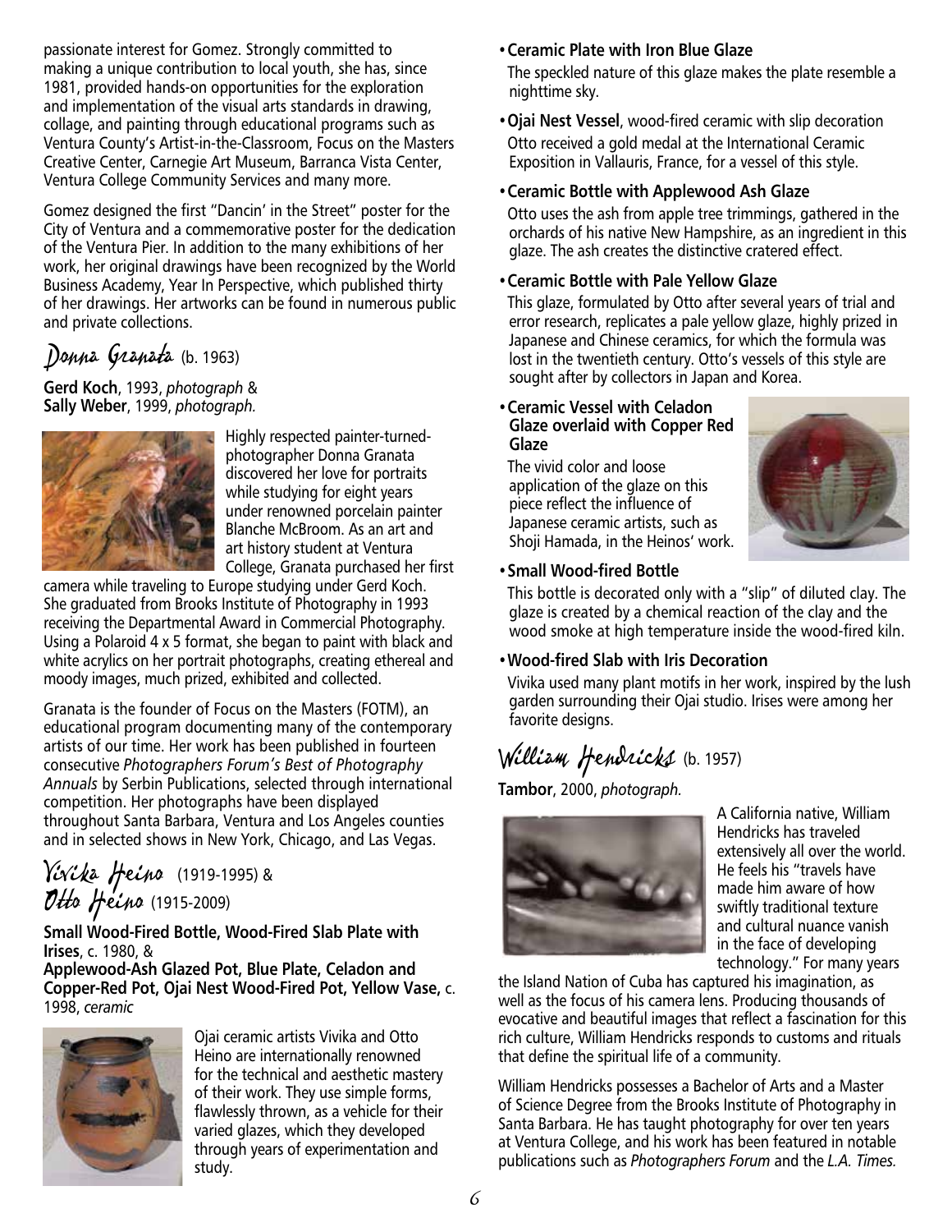passionate interest for Gomez. Strongly committed to making a unique contribution to local youth, she has, since 1981, provided hands-on opportunities for the exploration and implementation of the visual arts standards in drawing, collage, and painting through educational programs such as Ventura County's Artist-in-the-Classroom, Focus on the Masters Creative Center, Carnegie Art Museum, Barranca Vista Center, Ventura College Community Services and many more.

Gomez designed the first "Dancin' in the Street" poster for the City of Ventura and a commemorative poster for the dedication of the Ventura Pier. In addition to the many exhibitions of her work, her original drawings have been recognized by the World Business Academy, Year In Perspective, which published thirty of her drawings. Her artworks can be found in numerous public and private collections.

## Donna Granata (b. 1963)

**Gerd Koch**, 1993, *photograph* &
**Sally Weber**, 1999, *photograph.*

Highly respected painter-turned-photographer Donna Granata discovered her love for portraits while studying for eight years under renowned porcelain painter Blanche McBroom. As an art and art history student at Ventura College, Granata purchased her first camera while traveling to Europe studying under Gerd Koch. She graduated from Brooks Institute of Photography in 1993 receiving the Departmental Award in Commercial Photography. Using a Polaroid 4 x 5 format, she began to paint with black and white acrylics on her portrait photographs, creating ethereal and moody images, much prized, exhibited and collected.

Granata is the founder of Focus on the Masters (FOTM), an educational program documenting many of the contemporary artists of our time. Her work has been published in fourteen consecutive *Photographers Forum's Best of Photography Annuals* by Serbin Publications, selected through international competition. Her photographs have been displayed throughout Santa Barbara, Ventura and Los Angeles counties and in selected shows in New York, Chicago, and Las Vegas.

## Vivika Heino (1919-1995) & Otto Heino (1915-2009)

**Small Wood-Fired Bottle, Wood-Fired Slab Plate with Irises**, c. 1980, &
**Applewood-Ash Glazed Pot, Blue Plate, Celadon and Copper-Red Pot, Ojai Nest Wood-Fired Pot, Yellow Vase,** c. 1998, *ceramic*

Ojai ceramic artists Vivika and Otto Heino are internationally renowned for the technical and aesthetic mastery of their work. They use simple forms, flawlessly thrown, as a vehicle for their varied glazes, which they developed through years of experimentation and study.

- **Ceramic Plate with Iron Blue Glaze**
  The speckled nature of this glaze makes the plate resemble a nighttime sky.
- **Ojai Nest Vessel**, wood-fired ceramic with slip decoration
  Otto received a gold medal at the International Ceramic Exposition in Vallauris, France, for a vessel of this style.
- **Ceramic Bottle with Applewood Ash Glaze**
  Otto uses the ash from apple tree trimmings, gathered in the orchards of his native New Hampshire, as an ingredient in this glaze. The ash creates the distinctive cratered effect.
- **Ceramic Bottle with Pale Yellow Glaze**
  This glaze, formulated by Otto after several years of trial and error research, replicates a pale yellow glaze, highly prized in Japanese and Chinese ceramics, for which the formula was lost in the twentieth century. Otto's vessels of this style are sought after by collectors in Japan and Korea.
- **Ceramic Vessel with Celadon Glaze overlaid with Copper Red Glaze**
  The vivid color and loose application of the glaze on this piece reflect the influence of Japanese ceramic artists, such as Shoji Hamada, in the Heinos' work.
- **Small Wood-fired Bottle**
  This bottle is decorated only with a "slip" of diluted clay. The glaze is created by a chemical reaction of the clay and the wood smoke at high temperature inside the wood-fired kiln.
- **Wood-fired Slab with Iris Decoration**
  Vivika used many plant motifs in her work, inspired by the lush garden surrounding their Ojai studio. Irises were among her favorite designs.

## William Hendricks (b. 1957)

**Tambor**, 2000, *photograph.*

A California native, William Hendricks has traveled extensively all over the world. He feels his "travels have made him aware of how swiftly traditional texture and cultural nuance vanish in the face of developing technology." For many years the Island Nation of Cuba has captured his imagination, as well as the focus of his camera lens. Producing thousands of evocative and beautiful images that reflect a fascination for this rich culture, William Hendricks responds to customs and rituals that define the spiritual life of a community.

William Hendricks possesses a Bachelor of Arts and a Master of Science Degree from the Brooks Institute of Photography in Santa Barbara. He has taught photography for over ten years at Ventura College, and his work has been featured in notable publications such as *Photographers Forum* and the *L.A. Times.*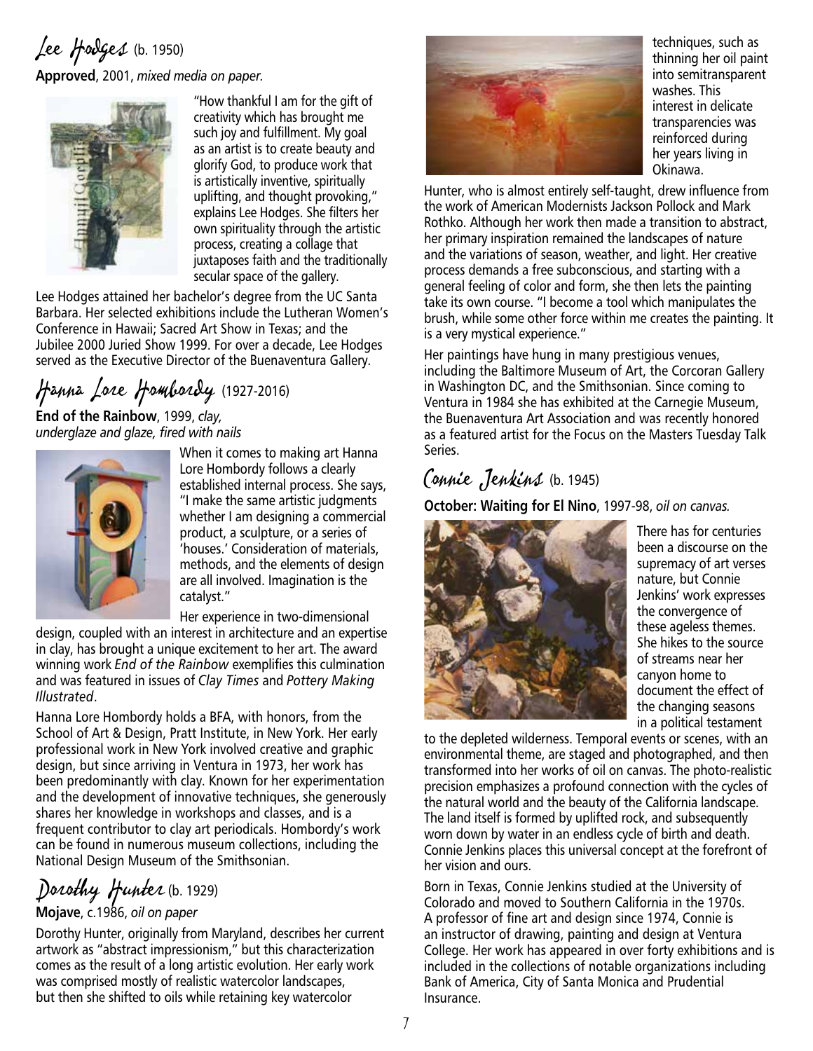## Lee Hodges (b. 1950)

**Approved**, 2001, *mixed media on paper.*

"How thankful I am for the gift of creativity which has brought me such joy and fulfillment. My goal as an artist is to create beauty and glorify God, to produce work that is artistically inventive, spiritually uplifting, and thought provoking," explains Lee Hodges. She filters her own spirituality through the artistic process, creating a collage that juxtaposes faith and the traditionally secular space of the gallery.

Lee Hodges attained her bachelor's degree from the UC Santa Barbara. Her selected exhibitions include the Lutheran Women's Conference in Hawaii; Sacred Art Show in Texas; and the Jubilee 2000 Juried Show 1999. For over a decade, Lee Hodges served as the Executive Director of the Buenaventura Gallery.

## Hanna Lore Hombordy (1927-2016)

**End of the Rainbow**, 1999, *clay, underglaze and glaze, fired with nails*

When it comes to making art Hanna Lore Hombordy follows a clearly established internal process. She says, "I make the same artistic judgments whether I am designing a commercial product, a sculpture, or a series of 'houses.' Consideration of materials, methods, and the elements of design are all involved. Imagination is the catalyst."

Her experience in two-dimensional design, coupled with an interest in architecture and an expertise in clay, has brought a unique excitement to her art. The award winning work *End of the Rainbow* exemplifies this culmination and was featured in issues of *Clay Times* and *Pottery Making Illustrated*.

Hanna Lore Hombordy holds a BFA, with honors, from the School of Art & Design, Pratt Institute, in New York. Her early professional work in New York involved creative and graphic design, but since arriving in Ventura in 1973, her work has been predominantly with clay. Known for her experimentation and the development of innovative techniques, she generously shares her knowledge in workshops and classes, and is a frequent contributor to clay art periodicals. Hombordy's work can be found in numerous museum collections, including the National Design Museum of the Smithsonian.

## Dorothy Hunter (b. 1929)

**Mojave**, c.1986, *oil on paper*

Dorothy Hunter, originally from Maryland, describes her current artwork as "abstract impressionism," but this characterization comes as the result of a long artistic evolution. Her early work was comprised mostly of realistic watercolor landscapes, but then she shifted to oils while retaining key watercolor techniques, such as thinning her oil paint into semitransparent washes. This interest in delicate transparencies was reinforced during her years living in Okinawa.

Hunter, who is almost entirely self-taught, drew influence from the work of American Modernists Jackson Pollock and Mark Rothko. Although her work then made a transition to abstract, her primary inspiration remained the landscapes of nature and the variations of season, weather, and light. Her creative process demands a free subconscious, and starting with a general feeling of color and form, she then lets the painting take its own course. "I become a tool which manipulates the brush, while some other force within me creates the painting. It is a very mystical experience."

Her paintings have hung in many prestigious venues, including the Baltimore Museum of Art, the Corcoran Gallery in Washington DC, and the Smithsonian. Since coming to Ventura in 1984 she has exhibited at the Carnegie Museum, the Buenaventura Art Association and was recently honored as a featured artist for the Focus on the Masters Tuesday Talk Series.

## Connie Jenkins (b. 1945)

**October: Waiting for El Nino**, 1997-98, *oil on canvas.*

There has for centuries been a discourse on the supremacy of art verses nature, but Connie Jenkins' work expresses the convergence of these ageless themes. She hikes to the source of streams near her canyon home to document the effect of the changing seasons in a political testament to the depleted wilderness. Temporal events or scenes, with an environmental theme, are staged and photographed, and then transformed into her works of oil on canvas. The photo-realistic precision emphasizes a profound connection with the cycles of the natural world and the beauty of the California landscape. The land itself is formed by uplifted rock, and subsequently worn down by water in an endless cycle of birth and death. Connie Jenkins places this universal concept at the forefront of her vision and ours.

Born in Texas, Connie Jenkins studied at the University of Colorado and moved to Southern California in the 1970s. A professor of fine art and design since 1974, Connie is an instructor of drawing, painting and design at Ventura College. Her work has appeared in over forty exhibitions and is included in the collections of notable organizations including Bank of America, City of Santa Monica and Prudential Insurance.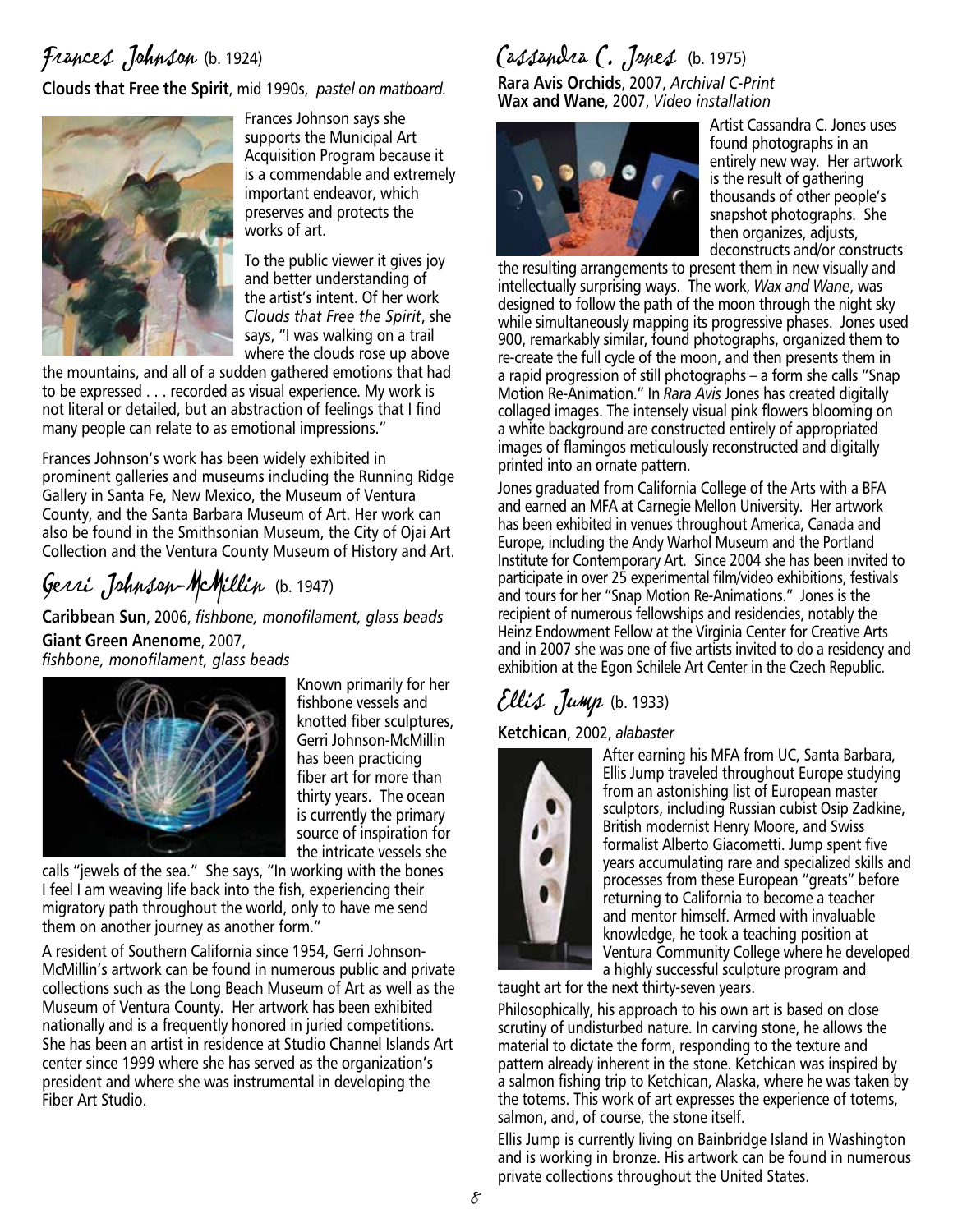## Frances Johnson (b. 1924)

**Clouds that Free the Spirit**, mid 1990s, *pastel on matboard.*

Frances Johnson says she supports the Municipal Art Acquisition Program because it is a commendable and extremely important endeavor, which preserves and protects the works of art.

To the public viewer it gives joy and better understanding of the artist's intent. Of her work *Clouds that Free the Spirit*, she says, "I was walking on a trail where the clouds rose up above the mountains, and all of a sudden gathered emotions that had to be expressed . . . recorded as visual experience. My work is not literal or detailed, but an abstraction of feelings that I find many people can relate to as emotional impressions."

Frances Johnson's work has been widely exhibited in prominent galleries and museums including the Running Ridge Gallery in Santa Fe, New Mexico, the Museum of Ventura County, and the Santa Barbara Museum of Art. Her work can also be found in the Smithsonian Museum, the City of Ojai Art Collection and the Ventura County Museum of History and Art.

## Gerri Johnson-McMillin (b. 1947)

**Caribbean Sun**, 2006, *fishbone, monofilament, glass beads*
**Giant Green Anenome**, 2007, *fishbone, monofilament, glass beads*

Known primarily for her fishbone vessels and knotted fiber sculptures, Gerri Johnson-McMillin has been practicing fiber art for more than thirty years. The ocean is currently the primary source of inspiration for the intricate vessels she calls "jewels of the sea." She says, "In working with the bones I feel I am weaving life back into the fish, experiencing their migratory path throughout the world, only to have me send them on another journey as another form."

A resident of Southern California since 1954, Gerri Johnson-McMillin's artwork can be found in numerous public and private collections such as the Long Beach Museum of Art as well as the Museum of Ventura County. Her artwork has been exhibited nationally and is a frequently honored in juried competitions. She has been an artist in residence at Studio Channel Islands Art center since 1999 where she has served as the organization's president and where she was instrumental in developing the Fiber Art Studio.

## Cassandra C. Jones (b. 1975)

**Rara Avis Orchids**, 2007, *Archival C-Print*
**Wax and Wane**, 2007, *Video installation*

Artist Cassandra C. Jones uses found photographs in an entirely new way. Her artwork is the result of gathering thousands of other people's snapshot photographs. She then organizes, adjusts, deconstructs and/or constructs the resulting arrangements to present them in new visually and intellectually surprising ways. The work, *Wax and Wane*, was designed to follow the path of the moon through the night sky while simultaneously mapping its progressive phases. Jones used 900, remarkably similar, found photographs, organized them to re-create the full cycle of the moon, and then presents them in a rapid progression of still photographs – a form she calls "Snap Motion Re-Animation." In *Rara Avis* Jones has created digitally collaged images. The intensely visual pink flowers blooming on a white background are constructed entirely of appropriated images of flamingos meticulously reconstructed and digitally printed into an ornate pattern.

Jones graduated from California College of the Arts with a BFA and earned an MFA at Carnegie Mellon University. Her artwork has been exhibited in venues throughout America, Canada and Europe, including the Andy Warhol Museum and the Portland Institute for Contemporary Art. Since 2004 she has been invited to participate in over 25 experimental film/video exhibitions, festivals and tours for her "Snap Motion Re-Animations." Jones is the recipient of numerous fellowships and residencies, notably the Heinz Endowment Fellow at the Virginia Center for Creative Arts and in 2007 she was one of five artists invited to do a residency and exhibition at the Egon Schilele Art Center in the Czech Republic.

## Ellis Jump (b. 1933)

**Ketchican**, 2002, *alabaster*

After earning his MFA from UC, Santa Barbara, Ellis Jump traveled throughout Europe studying from an astonishing list of European master sculptors, including Russian cubist Osip Zadkine, British modernist Henry Moore, and Swiss formalist Alberto Giacometti. Jump spent five years accumulating rare and specialized skills and processes from these European "greats" before returning to California to become a teacher and mentor himself. Armed with invaluable knowledge, he took a teaching position at Ventura Community College where he developed a highly successful sculpture program and taught art for the next thirty-seven years.

Philosophically, his approach to his own art is based on close scrutiny of undisturbed nature. In carving stone, he allows the material to dictate the form, responding to the texture and pattern already inherent in the stone. Ketchican was inspired by a salmon fishing trip to Ketchican, Alaska, where he was taken by the totems. This work of art expresses the experience of totems, salmon, and, of course, the stone itself.

Ellis Jump is currently living on Bainbridge Island in Washington and is working in bronze. His artwork can be found in numerous private collections throughout the United States.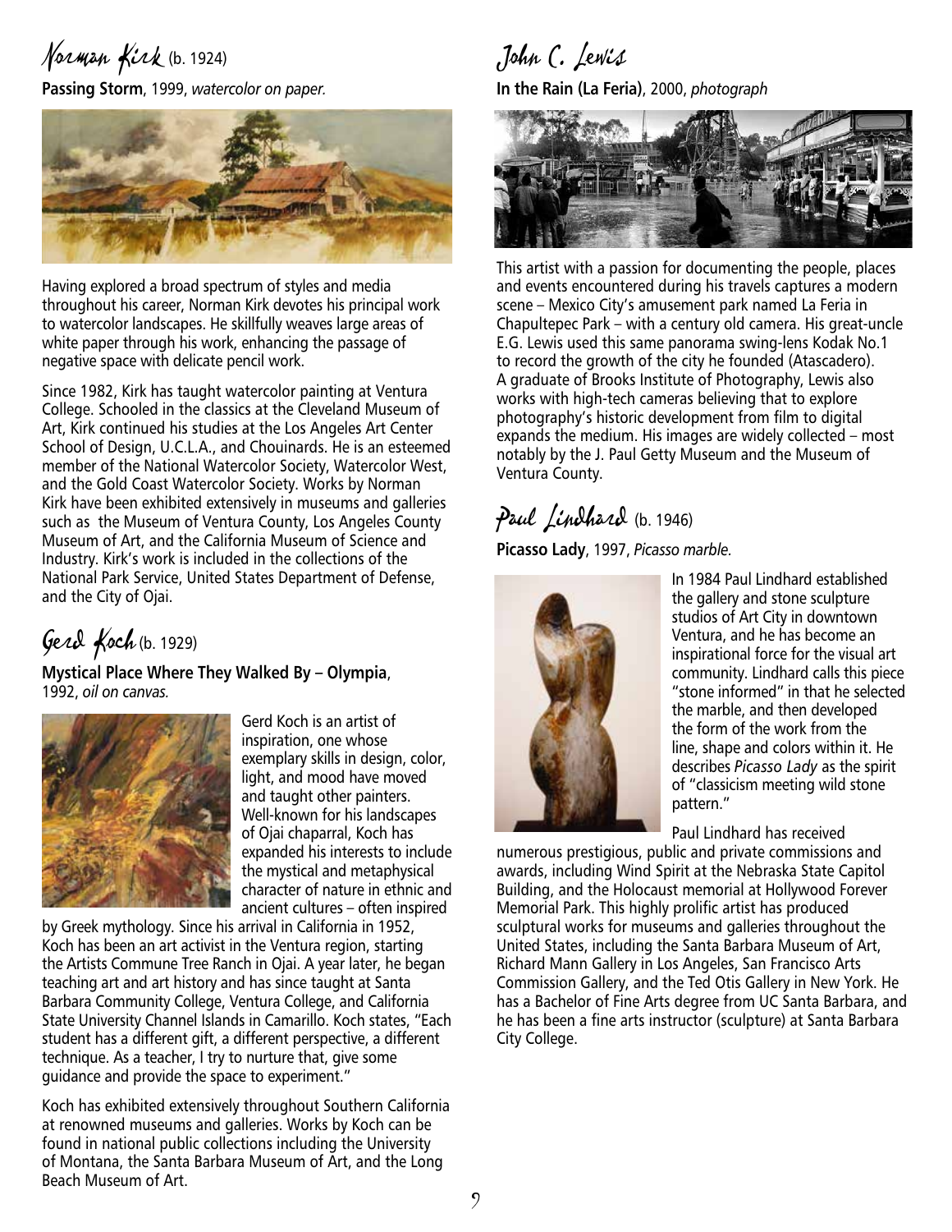## Norman Kirk (b. 1924)

**Passing Storm**, 1999, *watercolor on paper.*

Having explored a broad spectrum of styles and media throughout his career, Norman Kirk devotes his principal work to watercolor landscapes. He skillfully weaves large areas of white paper through his work, enhancing the passage of negative space with delicate pencil work.

Since 1982, Kirk has taught watercolor painting at Ventura College. Schooled in the classics at the Cleveland Museum of Art, Kirk continued his studies at the Los Angeles Art Center School of Design, U.C.L.A., and Chouinards. He is an esteemed member of the National Watercolor Society, Watercolor West, and the Gold Coast Watercolor Society. Works by Norman Kirk have been exhibited extensively in museums and galleries such as the Museum of Ventura County, Los Angeles County Museum of Art, and the California Museum of Science and Industry. Kirk's work is included in the collections of the National Park Service, United States Department of Defense, and the City of Ojai.

## Gerd Koch (b. 1929)

**Mystical Place Where They Walked By – Olympia**, 1992, *oil on canvas.*

Gerd Koch is an artist of inspiration, one whose exemplary skills in design, color, light, and mood have moved and taught other painters. Well-known for his landscapes of Ojai chaparral, Koch has expanded his interests to include the mystical and metaphysical character of nature in ethnic and ancient cultures – often inspired by Greek mythology. Since his arrival in California in 1952, Koch has been an art activist in the Ventura region, starting the Artists Commune Tree Ranch in Ojai. A year later, he began teaching art and art history and has since taught at Santa Barbara Community College, Ventura College, and California State University Channel Islands in Camarillo. Koch states, "Each student has a different gift, a different perspective, a different technique. As a teacher, I try to nurture that, give some guidance and provide the space to experiment."

Koch has exhibited extensively throughout Southern California at renowned museums and galleries. Works by Koch can be found in national public collections including the University of Montana, the Santa Barbara Museum of Art, and the Long Beach Museum of Art.

## John C. Lewis

**In the Rain (La Feria)**, 2000, *photograph*

This artist with a passion for documenting the people, places and events encountered during his travels captures a modern scene – Mexico City's amusement park named La Feria in Chapultepec Park – with a century old camera. His great-uncle E.G. Lewis used this same panorama swing-lens Kodak No.1 to record the growth of the city he founded (Atascadero). A graduate of Brooks Institute of Photography, Lewis also works with high-tech cameras believing that to explore photography's historic development from film to digital expands the medium. His images are widely collected – most notably by the J. Paul Getty Museum and the Museum of Ventura County.

## Paul Lindhard (b. 1946)

**Picasso Lady**, 1997, *Picasso marble.*

In 1984 Paul Lindhard established the gallery and stone sculpture studios of Art City in downtown Ventura, and he has become an inspirational force for the visual art community. Lindhard calls this piece "stone informed" in that he selected the marble, and then developed the form of the work from the line, shape and colors within it. He describes *Picasso Lady* as the spirit of "classicism meeting wild stone pattern."

Paul Lindhard has received numerous prestigious, public and private commissions and awards, including Wind Spirit at the Nebraska State Capitol Building, and the Holocaust memorial at Hollywood Forever Memorial Park. This highly prolific artist has produced sculptural works for museums and galleries throughout the United States, including the Santa Barbara Museum of Art, Richard Mann Gallery in Los Angeles, San Francisco Arts Commission Gallery, and the Ted Otis Gallery in New York. He has a Bachelor of Fine Arts degree from UC Santa Barbara, and he has been a fine arts instructor (sculpture) at Santa Barbara City College.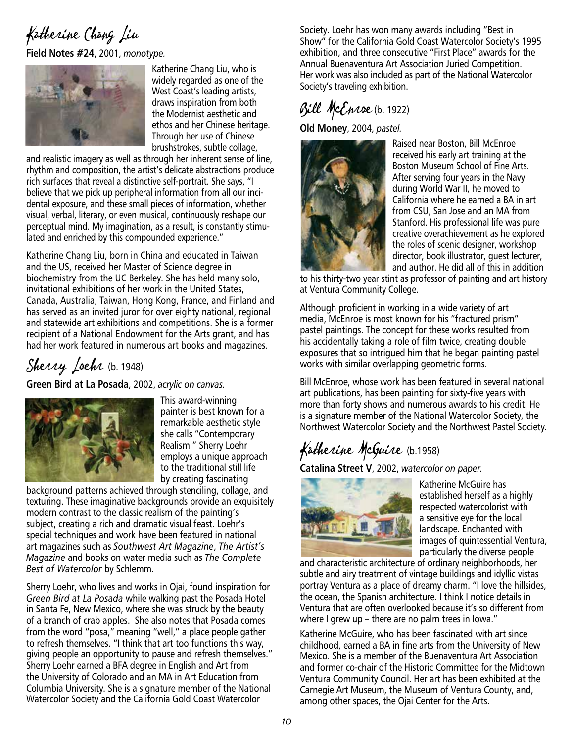## Katherine Chang Liu

**Field Notes #24**, 2001, *monotype.*

Katherine Chang Liu, who is widely regarded as one of the West Coast's leading artists, draws inspiration from both the Modernist aesthetic and ethos and her Chinese heritage. Through her use of Chinese brushstrokes, subtle collage, and realistic imagery as well as through her inherent sense of line, rhythm and composition, the artist's delicate abstractions produce rich surfaces that reveal a distinctive self-portrait. She says, "I believe that we pick up peripheral information from all our incidental exposure, and these small pieces of information, whether visual, verbal, literary, or even musical, continuously reshape our perceptual mind. My imagination, as a result, is constantly stimulated and enriched by this compounded experience."

Katherine Chang Liu, born in China and educated in Taiwan and the US, received her Master of Science degree in biochemistry from the UC Berkeley. She has held many solo, invitational exhibitions of her work in the United States, Canada, Australia, Taiwan, Hong Kong, France, and Finland and has served as an invited juror for over eighty national, regional and statewide art exhibitions and competitions. She is a former recipient of a National Endowment for the Arts grant, and has had her work featured in numerous art books and magazines.

## Sherry Loehr (b. 1948)

**Green Bird at La Posada**, 2002, *acrylic on canvas.*

This award-winning painter is best known for a remarkable aesthetic style she calls "Contemporary Realism." Sherry Loehr employs a unique approach to the traditional still life by creating fascinating background patterns achieved through stenciling, collage, and texturing. These imaginative backgrounds provide an exquisitely modern contrast to the classic realism of the painting's subject, creating a rich and dramatic visual feast. Loehr's special techniques and work have been featured in national art magazines such as *Southwest Art Magazine*, *The Artist's Magazine* and books on water media such as *The Complete Best of Watercolor* by Schlemm.

Sherry Loehr, who lives and works in Ojai, found inspiration for *Green Bird at La Posada* while walking past the Posada Hotel in Santa Fe, New Mexico, where she was struck by the beauty of a branch of crab apples. She also notes that Posada comes from the word "posa," meaning "well," a place people gather to refresh themselves. "I think that art too functions this way, giving people an opportunity to pause and refresh themselves." Sherry Loehr earned a BFA degree in English and Art from the University of Colorado and an MA in Art Education from Columbia University. She is a signature member of the National Watercolor Society and the California Gold Coast Watercolor Society. Loehr has won many awards including "Best in Show" for the California Gold Coast Watercolor Society's 1995 exhibition, and three consecutive "First Place" awards for the Annual Buenaventura Art Association Juried Competition. Her work was also included as part of the National Watercolor Society's traveling exhibition.

## Bill McEnroe (b. 1922)

**Old Money**, 2004, *pastel.*

Raised near Boston, Bill McEnroe received his early art training at the Boston Museum School of Fine Arts. After serving four years in the Navy during World War II, he moved to California where he earned a BA in art from CSU, San Jose and an MA from Stanford. His professional life was pure creative overachievement as he explored the roles of scenic designer, workshop director, book illustrator, guest lecturer, and author. He did all of this in addition to his thirty-two year stint as professor of painting and art history at Ventura Community College.

Although proficient in working in a wide variety of art media, McEnroe is most known for his "fractured prism" pastel paintings. The concept for these works resulted from his accidentally taking a role of film twice, creating double exposures that so intrigued him that he began painting pastel works with similar overlapping geometric forms.

Bill McEnroe, whose work has been featured in several national art publications, has been painting for sixty-five years with more than forty shows and numerous awards to his credit. He is a signature member of the National Watercolor Society, the Northwest Watercolor Society and the Northwest Pastel Society.

## Katherine McGuire (b.1958)

**Catalina Street V**, 2002, *watercolor on paper.*

Katherine McGuire has established herself as a highly respected watercolorist with a sensitive eye for the local landscape. Enchanted with images of quintessential Ventura, particularly the diverse people and characteristic architecture of ordinary neighborhoods, her subtle and airy treatment of vintage buildings and idyllic vistas portray Ventura as a place of dreamy charm. "I love the hillsides, the ocean, the Spanish architecture. I think I notice details in Ventura that are often overlooked because it's so different from where I grew up – there are no palm trees in Iowa."

Katherine McGuire, who has been fascinated with art since childhood, earned a BA in fine arts from the University of New Mexico. She is a member of the Buenaventura Art Association and former co-chair of the Historic Committee for the Midtown Ventura Community Council. Her art has been exhibited at the Carnegie Art Museum, the Museum of Ventura County, and, among other spaces, the Ojai Center for the Arts.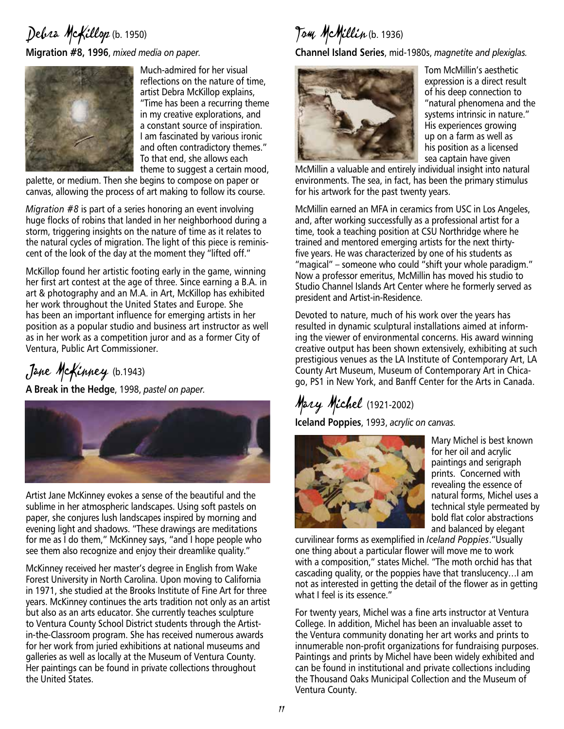## Debra McKillop (b. 1950)

**Migration #8, 1996**, *mixed media on paper.*

Much-admired for her visual reflections on the nature of time, artist Debra McKillop explains, "Time has been a recurring theme in my creative explorations, and a constant source of inspiration. I am fascinated by various ironic and often contradictory themes." To that end, she allows each theme to suggest a certain mood, palette, or medium. Then she begins to compose on paper or canvas, allowing the process of art making to follow its course.

*Migration #8* is part of a series honoring an event involving huge flocks of robins that landed in her neighborhood during a storm, triggering insights on the nature of time as it relates to the natural cycles of migration. The light of this piece is reminiscent of the look of the day at the moment they "lifted off."

McKillop found her artistic footing early in the game, winning her first art contest at the age of three. Since earning a B.A. in art & photography and an M.A. in Art, McKillop has exhibited her work throughout the United States and Europe. She has been an important influence for emerging artists in her position as a popular studio and business art instructor as well as in her work as a competition juror and as a former City of Ventura, Public Art Commissioner.

## Jane McKinney (b.1943)

**A Break in the Hedge**, 1998, *pastel on paper.*

Artist Jane McKinney evokes a sense of the beautiful and the sublime in her atmospheric landscapes. Using soft pastels on paper, she conjures lush landscapes inspired by morning and evening light and shadows. "These drawings are meditations for me as I do them," McKinney says, "and I hope people who see them also recognize and enjoy their dreamlike quality."

McKinney received her master's degree in English from Wake Forest University in North Carolina. Upon moving to California in 1971, she studied at the Brooks Institute of Fine Art for three years. McKinney continues the arts tradition not only as an artist but also as an arts educator. She currently teaches sculpture to Ventura County School District students through the Artist-in-the-Classroom program. She has received numerous awards for her work from juried exhibitions at national museums and galleries as well as locally at the Museum of Ventura County. Her paintings can be found in private collections throughout the United States.

## Tom McMillin (b. 1936)

**Channel Island Series**, mid-1980s, *magnetite and plexiglas.*

Tom McMillin's aesthetic expression is a direct result of his deep connection to "natural phenomena and the systems intrinsic in nature." His experiences growing up on a farm as well as his position as a licensed sea captain have given McMillin a valuable and entirely individual insight into natural environments. The sea, in fact, has been the primary stimulus for his artwork for the past twenty years.

McMillin earned an MFA in ceramics from USC in Los Angeles, and, after working successfully as a professional artist for a time, took a teaching position at CSU Northridge where he trained and mentored emerging artists for the next thirty-five years. He was characterized by one of his students as "magical" – someone who could "shift your whole paradigm." Now a professor emeritus, McMillin has moved his studio to Studio Channel Islands Art Center where he formerly served as president and Artist-in-Residence.

Devoted to nature, much of his work over the years has resulted in dynamic sculptural installations aimed at informing the viewer of environmental concerns. His award winning creative output has been shown extensively, exhibiting at such prestigious venues as the LA Institute of Contemporary Art, LA County Art Museum, Museum of Contemporary Art in Chicago, PS1 in New York, and Banff Center for the Arts in Canada.

## Mary Michel (1921-2002)

**Iceland Poppies**, 1993, *acrylic on canvas.*

Mary Michel is best known for her oil and acrylic paintings and serigraph prints. Concerned with revealing the essence of natural forms, Michel uses a technical style permeated by bold flat color abstractions and balanced by elegant curvilinear forms as exemplified in *Iceland Poppies*. "Usually one thing about a particular flower will move me to work with a composition," states Michel. "The moth orchid has that cascading quality, or the poppies have that translucency…I am not as interested in getting the detail of the flower as in getting what I feel is its essence."

For twenty years, Michel was a fine arts instructor at Ventura College. In addition, Michel has been an invaluable asset to the Ventura community donating her art works and prints to innumerable non-profit organizations for fundraising purposes. Paintings and prints by Michel have been widely exhibited and can be found in institutional and private collections including the Thousand Oaks Municipal Collection and the Museum of Ventura County.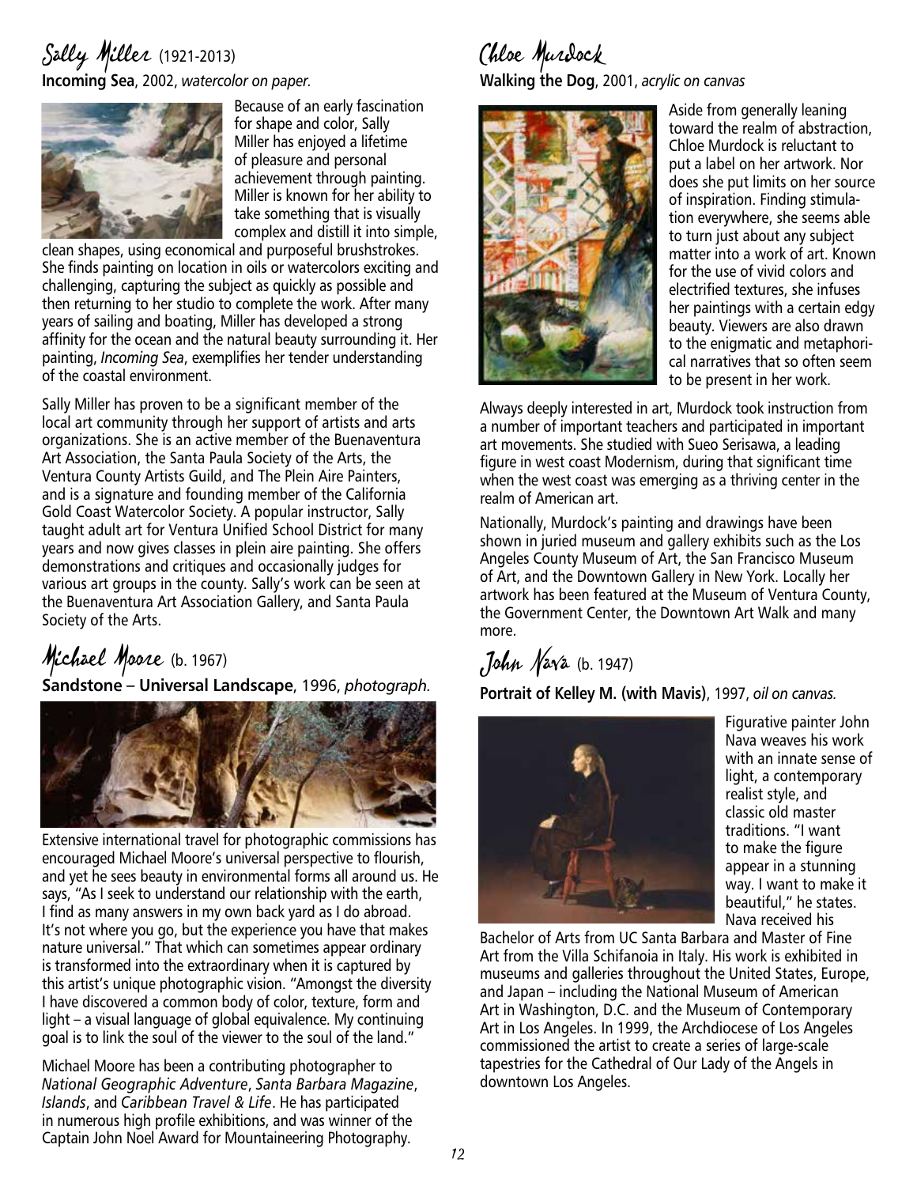## Sally Miller (1921-2013)

**Incoming Sea**, 2002, *watercolor on paper.*

Because of an early fascination for shape and color, Sally Miller has enjoyed a lifetime of pleasure and personal achievement through painting. Miller is known for her ability to take something that is visually complex and distill it into simple, clean shapes, using economical and purposeful brushstrokes. She finds painting on location in oils or watercolors exciting and challenging, capturing the subject as quickly as possible and then returning to her studio to complete the work. After many years of sailing and boating, Miller has developed a strong affinity for the ocean and the natural beauty surrounding it. Her painting, *Incoming Sea*, exemplifies her tender understanding of the coastal environment.

Sally Miller has proven to be a significant member of the local art community through her support of artists and arts organizations. She is an active member of the Buenaventura Art Association, the Santa Paula Society of the Arts, the Ventura County Artists Guild, and The Plein Aire Painters, and is a signature and founding member of the California Gold Coast Watercolor Society. A popular instructor, Sally taught adult art for Ventura Unified School District for many years and now gives classes in plein aire painting. She offers demonstrations and critiques and occasionally judges for various art groups in the county. Sally's work can be seen at the Buenaventura Art Association Gallery, and Santa Paula Society of the Arts.

## Michael Moore (b. 1967)

**Sandstone – Universal Landscape**, 1996, *photograph.*

Extensive international travel for photographic commissions has encouraged Michael Moore's universal perspective to flourish, and yet he sees beauty in environmental forms all around us. He says, "As I seek to understand our relationship with the earth, I find as many answers in my own back yard as I do abroad. It's not where you go, but the experience you have that makes nature universal." That which can sometimes appear ordinary is transformed into the extraordinary when it is captured by this artist's unique photographic vision. "Amongst the diversity I have discovered a common body of color, texture, form and light – a visual language of global equivalence. My continuing goal is to link the soul of the viewer to the soul of the land."

Michael Moore has been a contributing photographer to *National Geographic Adventure*, *Santa Barbara Magazine*, *Islands*, and *Caribbean Travel & Life*. He has participated in numerous high profile exhibitions, and was winner of the Captain John Noel Award for Mountaineering Photography.

## Chloe Murdock

**Walking the Dog**, 2001, *acrylic on canvas*

Aside from generally leaning toward the realm of abstraction, Chloe Murdock is reluctant to put a label on her artwork. Nor does she put limits on her source of inspiration. Finding stimulation everywhere, she seems able to turn just about any subject matter into a work of art. Known for the use of vivid colors and electrified textures, she infuses her paintings with a certain edgy beauty. Viewers are also drawn to the enigmatic and metaphorical narratives that so often seem to be present in her work.

Always deeply interested in art, Murdock took instruction from a number of important teachers and participated in important art movements. She studied with Sueo Serisawa, a leading figure in west coast Modernism, during that significant time when the west coast was emerging as a thriving center in the realm of American art.

Nationally, Murdock's painting and drawings have been shown in juried museum and gallery exhibits such as the Los Angeles County Museum of Art, the San Francisco Museum of Art, and the Downtown Gallery in New York. Locally her artwork has been featured at the Museum of Ventura County, the Government Center, the Downtown Art Walk and many more.

## John Nava (b. 1947)

**Portrait of Kelley M. (with Mavis)**, 1997, *oil on canvas.*

Figurative painter John Nava weaves his work with an innate sense of light, a contemporary realist style, and classic old master traditions. "I want to make the figure appear in a stunning way. I want to make it beautiful," he states. Nava received his Bachelor of Arts from UC Santa Barbara and Master of Fine Art from the Villa Schifanoia in Italy. His work is exhibited in museums and galleries throughout the United States, Europe, and Japan – including the National Museum of American Art in Washington, D.C. and the Museum of Contemporary Art in Los Angeles. In 1999, the Archdiocese of Los Angeles commissioned the artist to create a series of large-scale tapestries for the Cathedral of Our Lady of the Angels in downtown Los Angeles.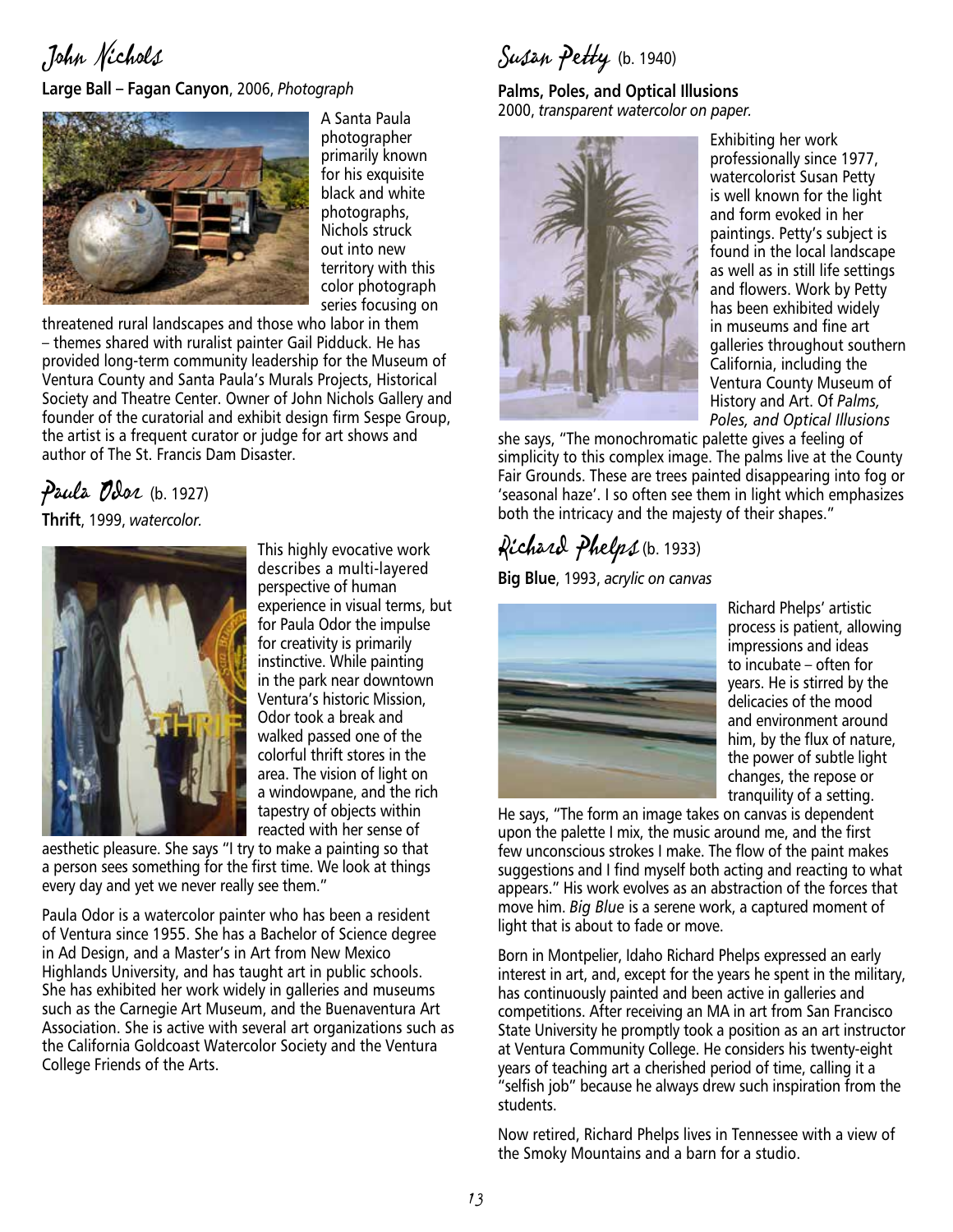## John Nichols

**Large Ball – Fagan Canyon**, 2006, *Photograph*

A Santa Paula photographer primarily known for his exquisite black and white photographs, Nichols struck out into new territory with this color photograph series focusing on threatened rural landscapes and those who labor in them – themes shared with ruralist painter Gail Pidduck. He has provided long-term community leadership for the Museum of Ventura County and Santa Paula's Murals Projects, Historical Society and Theatre Center. Owner of John Nichols Gallery and founder of the curatorial and exhibit design firm Sespe Group, the artist is a frequent curator or judge for art shows and author of The St. Francis Dam Disaster.

## Paula Odor (b. 1927)

**Thrift**, 1999, *watercolor.*

This highly evocative work describes a multi-layered perspective of human experience in visual terms, but for Paula Odor the impulse for creativity is primarily instinctive. While painting in the park near downtown Ventura's historic Mission, Odor took a break and walked passed one of the colorful thrift stores in the area. The vision of light on a windowpane, and the rich tapestry of objects within reacted with her sense of aesthetic pleasure. She says "I try to make a painting so that a person sees something for the first time. We look at things every day and yet we never really see them."

Paula Odor is a watercolor painter who has been a resident of Ventura since 1955. She has a Bachelor of Science degree in Ad Design, and a Master's in Art from New Mexico Highlands University, and has taught art in public schools. She has exhibited her work widely in galleries and museums such as the Carnegie Art Museum, and the Buenaventura Art Association. She is active with several art organizations such as the California Goldcoast Watercolor Society and the Ventura College Friends of the Arts.

## Susan Petty (b. 1940)

**Palms, Poles, and Optical Illusions**
2000, *transparent watercolor on paper.*

Exhibiting her work professionally since 1977, watercolorist Susan Petty is well known for the light and form evoked in her paintings. Petty's subject is found in the local landscape as well as in still life settings and flowers. Work by Petty has been exhibited widely in museums and fine art galleries throughout southern California, including the Ventura County Museum of History and Art. Of *Palms, Poles, and Optical Illusions* she says, "The monochromatic palette gives a feeling of simplicity to this complex image. The palms live at the County Fair Grounds. These are trees painted disappearing into fog or 'seasonal haze'. I so often see them in light which emphasizes both the intricacy and the majesty of their shapes."

## Richard Phelps (b. 1933)

**Big Blue**, 1993, *acrylic on canvas*

Richard Phelps' artistic process is patient, allowing impressions and ideas to incubate – often for years. He is stirred by the delicacies of the mood and environment around him, by the flux of nature, the power of subtle light changes, the repose or tranquility of a setting. He says, "The form an image takes on canvas is dependent upon the palette I mix, the music around me, and the first few unconscious strokes I make. The flow of the paint makes suggestions and I find myself both acting and reacting to what appears." His work evolves as an abstraction of the forces that move him. *Big Blue* is a serene work, a captured moment of light that is about to fade or move.

Born in Montpelier, Idaho Richard Phelps expressed an early interest in art, and, except for the years he spent in the military, has continuously painted and been active in galleries and competitions. After receiving an MA in art from San Francisco State University he promptly took a position as an art instructor at Ventura Community College. He considers his twenty-eight years of teaching art a cherished period of time, calling it a "selfish job" because he always drew such inspiration from the students.

Now retired, Richard Phelps lives in Tennessee with a view of the Smoky Mountains and a barn for a studio.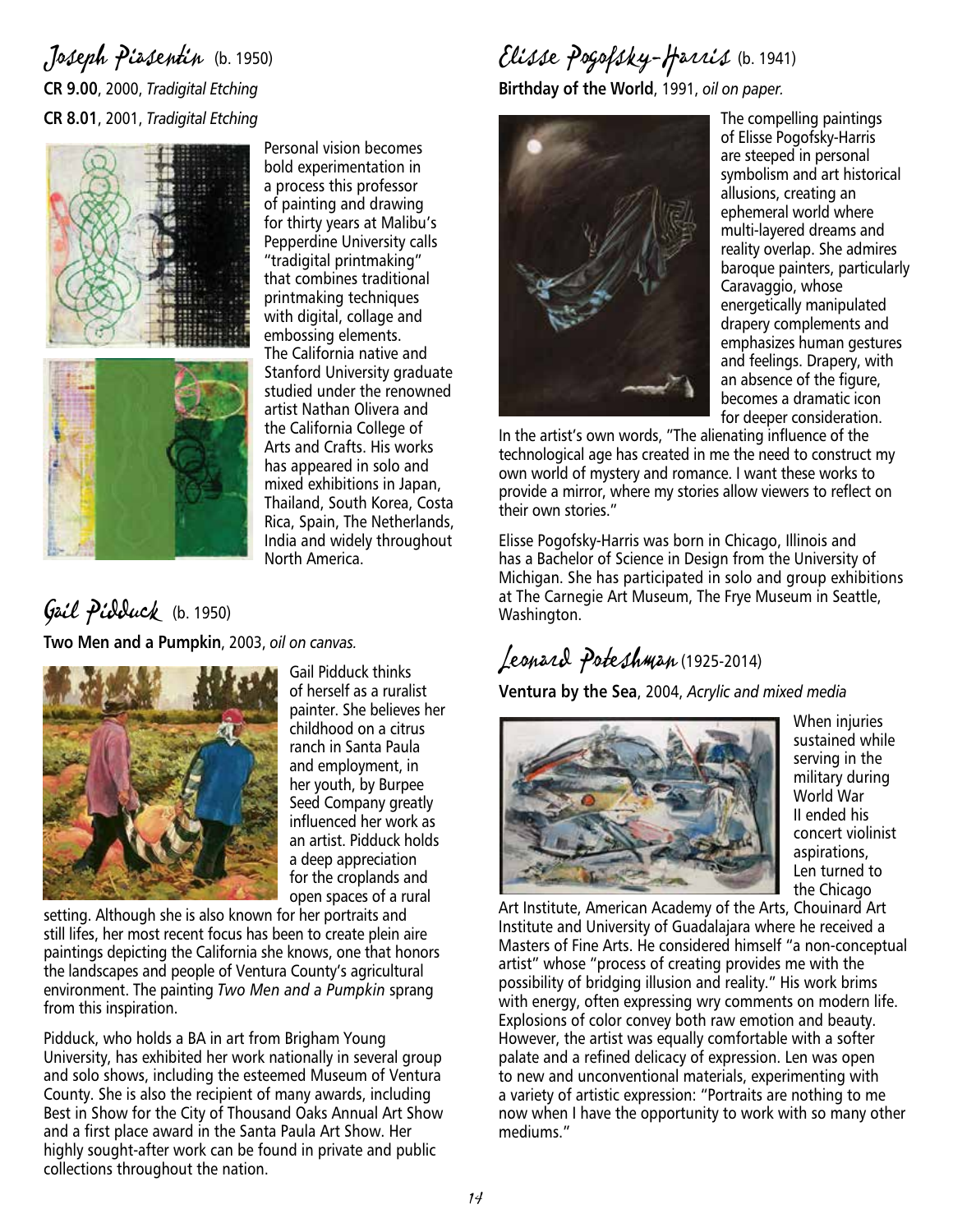## Joseph Piasentin (b. 1950)

**CR 9.00**, 2000, *Tradigital Etching*

**CR 8.01**, 2001, *Tradigital Etching*

Personal vision becomes bold experimentation in a process this professor of painting and drawing for thirty years at Malibu's Pepperdine University calls "tradigital printmaking" that combines traditional printmaking techniques with digital, collage and embossing elements. The California native and Stanford University graduate studied under the renowned artist Nathan Olivera and the California College of Arts and Crafts. His works has appeared in solo and mixed exhibitions in Japan, Thailand, South Korea, Costa Rica, Spain, The Netherlands, India and widely throughout North America.

## Gail Pidduck (b. 1950)

**Two Men and a Pumpkin**, 2003, *oil on canvas.*

Gail Pidduck thinks of herself as a ruralist painter. She believes her childhood on a citrus ranch in Santa Paula and employment, in her youth, by Burpee Seed Company greatly influenced her work as an artist. Pidduck holds a deep appreciation for the croplands and open spaces of a rural setting. Although she is also known for her portraits and still lifes, her most recent focus has been to create plein aire paintings depicting the California she knows, one that honors the landscapes and people of Ventura County's agricultural environment. The painting *Two Men and a Pumpkin* sprang from this inspiration.

Pidduck, who holds a BA in art from Brigham Young University, has exhibited her work nationally in several group and solo shows, including the esteemed Museum of Ventura County. She is also the recipient of many awards, including Best in Show for the City of Thousand Oaks Annual Art Show and a first place award in the Santa Paula Art Show. Her highly sought-after work can be found in private and public collections throughout the nation.

## Elisse Pogofsky-Harris (b. 1941)

**Birthday of the World**, 1991, *oil on paper.*

The compelling paintings of Elisse Pogofsky-Harris are steeped in personal symbolism and art historical allusions, creating an ephemeral world where multi-layered dreams and reality overlap. She admires baroque painters, particularly Caravaggio, whose energetically manipulated drapery complements and emphasizes human gestures and feelings. Drapery, with an absence of the figure, becomes a dramatic icon for deeper consideration.

In the artist's own words, "The alienating influence of the technological age has created in me the need to construct my own world of mystery and romance. I want these works to provide a mirror, where my stories allow viewers to reflect on their own stories."

Elisse Pogofsky-Harris was born in Chicago, Illinois and has a Bachelor of Science in Design from the University of Michigan. She has participated in solo and group exhibitions at The Carnegie Art Museum, The Frye Museum in Seattle, Washington.

## Leonard Poteshman (1925-2014)

**Ventura by the Sea**, 2004, *Acrylic and mixed media*

When injuries sustained while serving in the military during World War II ended his concert violinist aspirations, Len turned to the Chicago Art Institute, American Academy of the Arts, Chouinard Art Institute and University of Guadalajara where he received a Masters of Fine Arts. He considered himself "a non-conceptual artist" whose "process of creating provides me with the possibility of bridging illusion and reality." His work brims with energy, often expressing wry comments on modern life. Explosions of color convey both raw emotion and beauty. However, the artist was equally comfortable with a softer palate and a refined delicacy of expression. Len was open to new and unconventional materials, experimenting with a variety of artistic expression: "Portraits are nothing to me now when I have the opportunity to work with so many other mediums."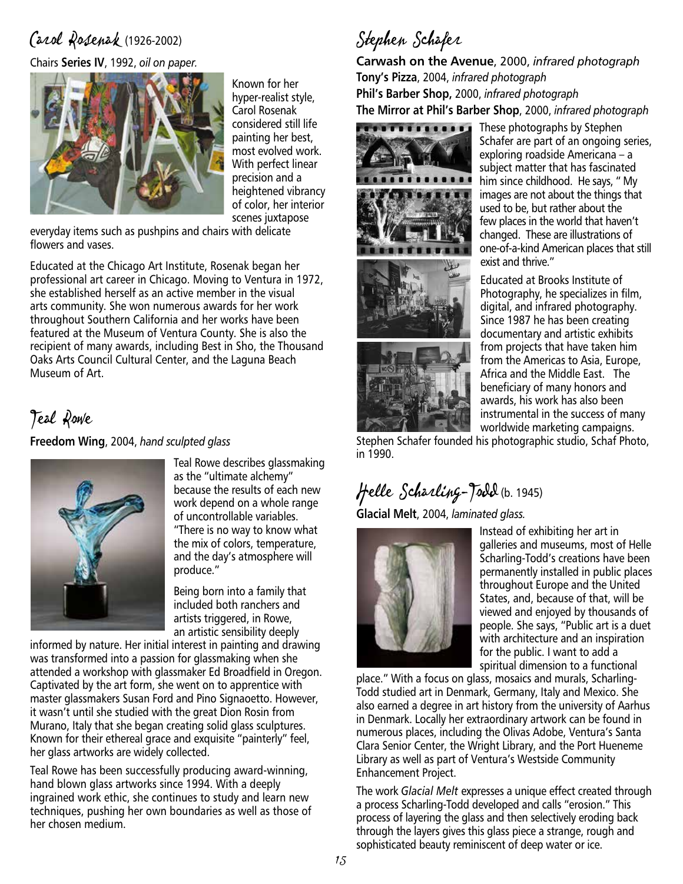## Carol Rosenak (1926-2002)

Chairs **Series IV**, 1992, *oil on paper.*

Known for her hyper-realist style, Carol Rosenak considered still life painting her best, most evolved work. With perfect linear precision and a heightened vibrancy of color, her interior scenes juxtapose everyday items such as pushpins and chairs with delicate flowers and vases.

Educated at the Chicago Art Institute, Rosenak began her professional art career in Chicago. Moving to Ventura in 1972, she established herself as an active member in the visual arts community. She won numerous awards for her work throughout Southern California and her works have been featured at the Museum of Ventura County. She is also the recipient of many awards, including Best in Sho, the Thousand Oaks Arts Council Cultural Center, and the Laguna Beach Museum of Art.

## Teal Rowe

**Freedom Wing**, 2004, *hand sculpted glass*

Teal Rowe describes glassmaking as the "ultimate alchemy" because the results of each new work depend on a whole range of uncontrollable variables. "There is no way to know what the mix of colors, temperature, and the day's atmosphere will produce."

Being born into a family that included both ranchers and artists triggered, in Rowe, an artistic sensibility deeply informed by nature. Her initial interest in painting and drawing was transformed into a passion for glassmaking when she attended a workshop with glassmaker Ed Broadfield in Oregon. Captivated by the art form, she went on to apprentice with master glassmakers Susan Ford and Pino Signaoetto. However, it wasn't until she studied with the great Dion Rosin from Murano, Italy that she began creating solid glass sculptures. Known for their ethereal grace and exquisite "painterly" feel, her glass artworks are widely collected.

Teal Rowe has been successfully producing award-winning, hand blown glass artworks since 1994. With a deeply ingrained work ethic, she continues to study and learn new techniques, pushing her own boundaries as well as those of her chosen medium.

## Stephen Schafer

**Carwash on the Avenue**, 2000, *infrared photograph*
**Tony's Pizza**, 2004, *infrared photograph*
**Phil's Barber Shop,** 2000, *infrared photograph*
**The Mirror at Phil's Barber Shop**, 2000, *infrared photograph*

These photographs by Stephen Schafer are part of an ongoing series, exploring roadside Americana – a subject matter that has fascinated him since childhood. He says, " My images are not about the things that used to be, but rather about the few places in the world that haven't changed. These are illustrations of one-of-a-kind American places that still exist and thrive."

Educated at Brooks Institute of Photography, he specializes in film, digital, and infrared photography. Since 1987 he has been creating documentary and artistic exhibits from projects that have taken him from the Americas to Asia, Europe, Africa and the Middle East. The beneficiary of many honors and awards, his work has also been instrumental in the success of many worldwide marketing campaigns.

Stephen Schafer founded his photographic studio, Schaf Photo, in 1990.

## Helle Scharling-Todd (b. 1945)

**Glacial Melt**, 2004, *laminated glass.*

Instead of exhibiting her art in galleries and museums, most of Helle Scharling-Todd's creations have been permanently installed in public places throughout Europe and the United States, and, because of that, will be viewed and enjoyed by thousands of people. She says, "Public art is a duet with architecture and an inspiration for the public. I want to add a spiritual dimension to a functional place." With a focus on glass, mosaics and murals, Scharling-Todd studied art in Denmark, Germany, Italy and Mexico. She also earned a degree in art history from the university of Aarhus in Denmark. Locally her extraordinary artwork can be found in numerous places, including the Olivas Adobe, Ventura's Santa Clara Senior Center, the Wright Library, and the Port Hueneme Library as well as part of Ventura's Westside Community Enhancement Project.

The work *Glacial Melt* expresses a unique effect created through a process Scharling-Todd developed and calls "erosion." This process of layering the glass and then selectively eroding back through the layers gives this glass piece a strange, rough and sophisticated beauty reminiscent of deep water or ice.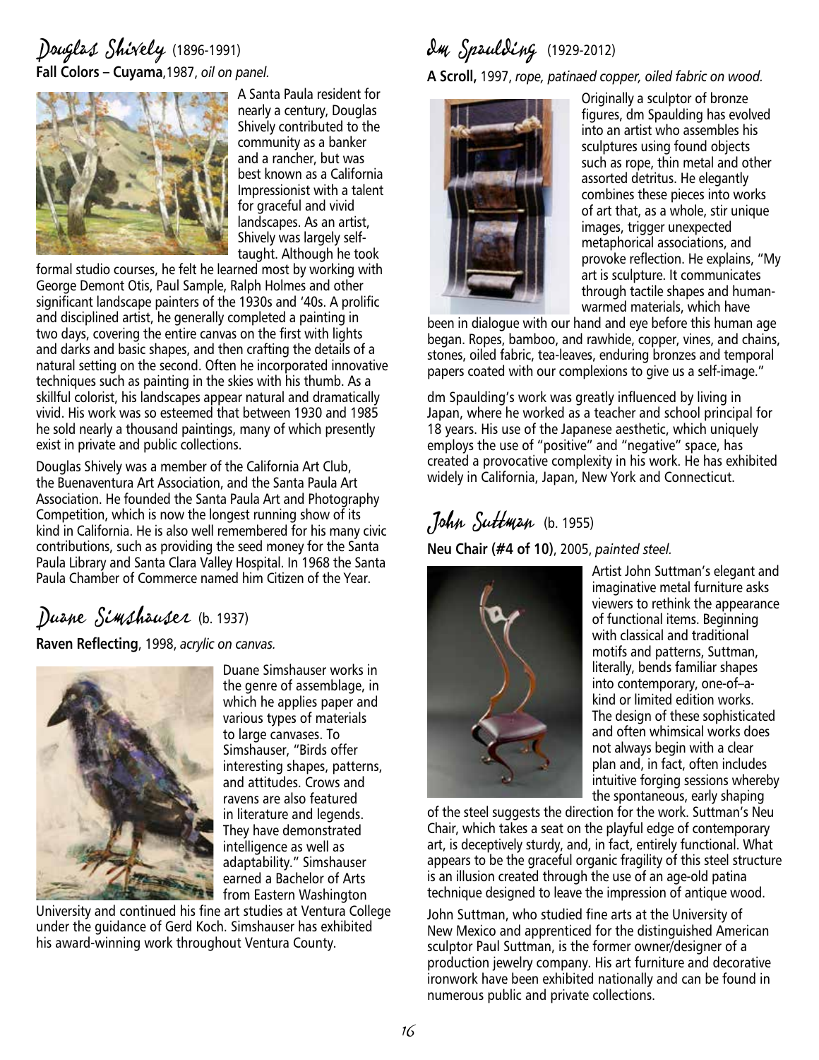## Douglas Shively (1896-1991)

**Fall Colors – Cuyama**, 1987, *oil on panel.*

A Santa Paula resident for nearly a century, Douglas Shively contributed to the community as a banker and a rancher, but was best known as a California Impressionist with a talent for graceful and vivid landscapes. As an artist, Shively was largely self-taught. Although he took formal studio courses, he felt he learned most by working with George Demont Otis, Paul Sample, Ralph Holmes and other significant landscape painters of the 1930s and '40s. A prolific and disciplined artist, he generally completed a painting in two days, covering the entire canvas on the first with lights and darks and basic shapes, and then crafting the details of a natural setting on the second. Often he incorporated innovative techniques such as painting in the skies with his thumb. As a skillful colorist, his landscapes appear natural and dramatically vivid. His work was so esteemed that between 1930 and 1985 he sold nearly a thousand paintings, many of which presently exist in private and public collections.

Douglas Shively was a member of the California Art Club, the Buenaventura Art Association, and the Santa Paula Art Association. He founded the Santa Paula Art and Photography Competition, which is now the longest running show of its kind in California. He is also well remembered for his many civic contributions, such as providing the seed money for the Santa Paula Library and Santa Clara Valley Hospital. In 1968 the Santa Paula Chamber of Commerce named him Citizen of the Year.

## Duane Simshauser (b. 1937)

**Raven Reflecting**, 1998, *acrylic on canvas.*

Duane Simshauser works in the genre of assemblage, in which he applies paper and various types of materials to large canvases. To Simshauser, "Birds offer interesting shapes, patterns, and attitudes. Crows and ravens are also featured in literature and legends. They have demonstrated intelligence as well as adaptability." Simshauser earned a Bachelor of Arts from Eastern Washington University and continued his fine art studies at Ventura College under the guidance of Gerd Koch. Simshauser has exhibited his award-winning work throughout Ventura County.

## dm Spaulding (1929-2012)

**A Scroll,** 1997, *rope, patinaed copper, oiled fabric on wood.*

Originally a sculptor of bronze figures, dm Spaulding has evolved into an artist who assembles his sculptures using found objects such as rope, thin metal and other assorted detritus. He elegantly combines these pieces into works of art that, as a whole, stir unique images, trigger unexpected metaphorical associations, and provoke reflection. He explains, "My art is sculpture. It communicates through tactile shapes and human-warmed materials, which have been in dialogue with our hand and eye before this human age began. Ropes, bamboo, and rawhide, copper, vines, and chains, stones, oiled fabric, tea-leaves, enduring bronzes and temporal papers coated with our complexions to give us a self-image."

dm Spaulding's work was greatly influenced by living in Japan, where he worked as a teacher and school principal for 18 years. His use of the Japanese aesthetic, which uniquely employs the use of "positive" and "negative" space, has created a provocative complexity in his work. He has exhibited widely in California, Japan, New York and Connecticut.

## John Suttman (b. 1955)

**Neu Chair (#4 of 10)**, 2005, *painted steel.*

Artist John Suttman's elegant and imaginative metal furniture asks viewers to rethink the appearance of functional items. Beginning with classical and traditional motifs and patterns, Suttman, literally, bends familiar shapes into contemporary, one-of–a-kind or limited edition works. The design of these sophisticated and often whimsical works does not always begin with a clear plan and, in fact, often includes intuitive forging sessions whereby the spontaneous, early shaping of the steel suggests the direction for the work. Suttman's Neu Chair, which takes a seat on the playful edge of contemporary art, is deceptively sturdy, and, in fact, entirely functional. What appears to be the graceful organic fragility of this steel structure is an illusion created through the use of an age-old patina technique designed to leave the impression of antique wood.

John Suttman, who studied fine arts at the University of New Mexico and apprenticed for the distinguished American sculptor Paul Suttman, is the former owner/designer of a production jewelry company. His art furniture and decorative ironwork have been exhibited nationally and can be found in numerous public and private collections.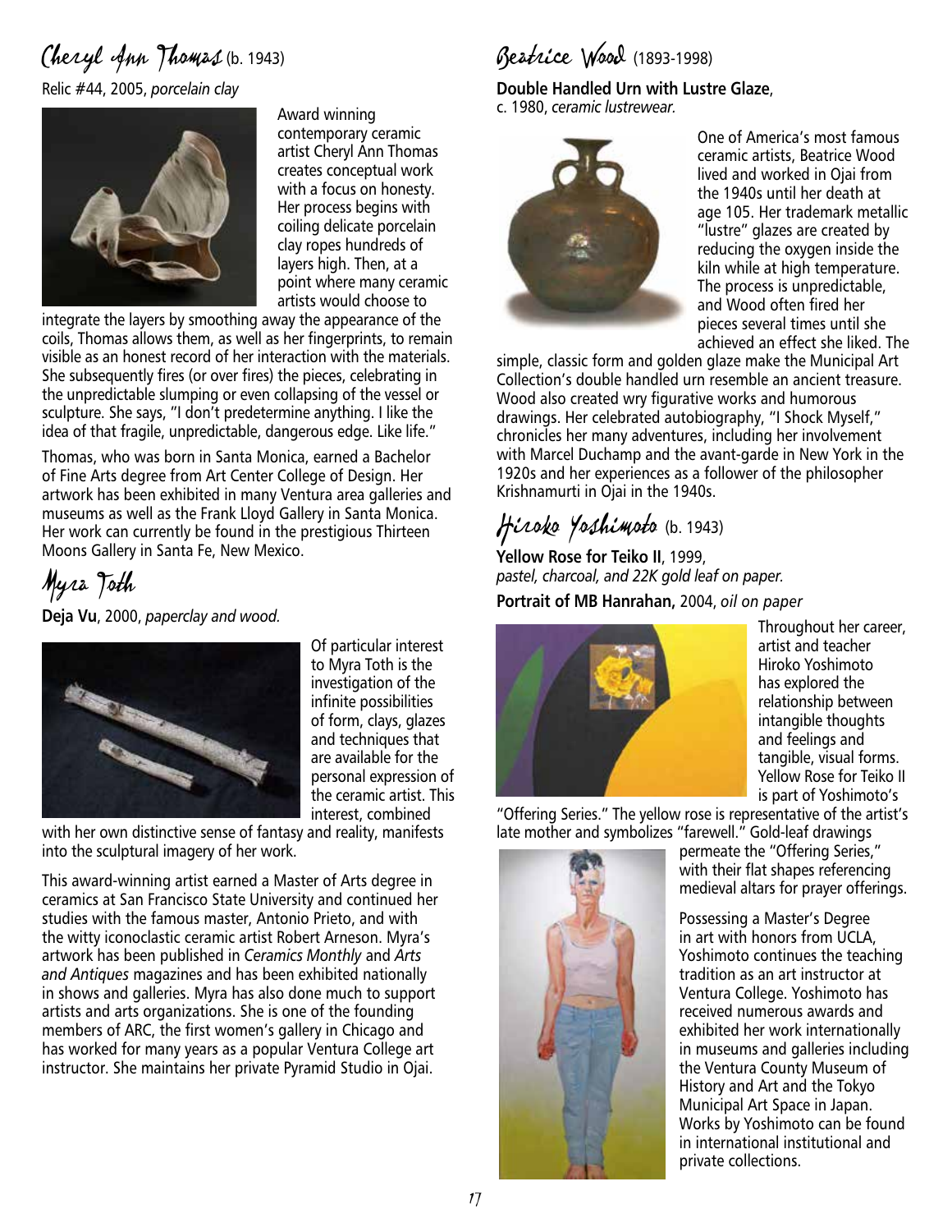## Cheryl Ann Thomas (b. 1943)

Relic #44, 2005, *porcelain clay*

Award winning contemporary ceramic artist Cheryl Ann Thomas creates conceptual work with a focus on honesty. Her process begins with coiling delicate porcelain clay ropes hundreds of layers high. Then, at a point where many ceramic artists would choose to integrate the layers by smoothing away the appearance of the coils, Thomas allows them, as well as her fingerprints, to remain visible as an honest record of her interaction with the materials. She subsequently fires (or over fires) the pieces, celebrating in the unpredictable slumping or even collapsing of the vessel or sculpture. She says, "I don't predetermine anything. I like the idea of that fragile, unpredictable, dangerous edge. Like life."

Thomas, who was born in Santa Monica, earned a Bachelor of Fine Arts degree from Art Center College of Design. Her artwork has been exhibited in many Ventura area galleries and museums as well as the Frank Lloyd Gallery in Santa Monica. Her work can currently be found in the prestigious Thirteen Moons Gallery in Santa Fe, New Mexico.

## Myra Toth

**Deja Vu**, 2000, *paperclay and wood.*

Of particular interest to Myra Toth is the investigation of the infinite possibilities of form, clays, glazes and techniques that are available for the personal expression of the ceramic artist. This interest, combined with her own distinctive sense of fantasy and reality, manifests into the sculptural imagery of her work.

This award-winning artist earned a Master of Arts degree in ceramics at San Francisco State University and continued her studies with the famous master, Antonio Prieto, and with the witty iconoclastic ceramic artist Robert Arneson. Myra's artwork has been published in *Ceramics Monthly* and *Arts and Antiques* magazines and has been exhibited nationally in shows and galleries. Myra has also done much to support artists and arts organizations. She is one of the founding members of ARC, the first women's gallery in Chicago and has worked for many years as a popular Ventura College art instructor. She maintains her private Pyramid Studio in Ojai.

## Beatrice Wood (1893-1998)

**Double Handled Urn with Lustre Glaze**, c. 1980, *ceramic lustrewear.*

One of America's most famous ceramic artists, Beatrice Wood lived and worked in Ojai from the 1940s until her death at age 105. Her trademark metallic "lustre" glazes are created by reducing the oxygen inside the kiln while at high temperature. The process is unpredictable, and Wood often fired her pieces several times until she achieved an effect she liked. The simple, classic form and golden glaze make the Municipal Art Collection's double handled urn resemble an ancient treasure. Wood also created wry figurative works and humorous drawings. Her celebrated autobiography, "I Shock Myself," chronicles her many adventures, including her involvement with Marcel Duchamp and the avant-garde in New York in the 1920s and her experiences as a follower of the philosopher Krishnamurti in Ojai in the 1940s.

## Hiroko Yoshimoto (b. 1943)

**Yellow Rose for Teiko II**, 1999, *pastel, charcoal, and 22K gold leaf on paper.*

**Portrait of MB Hanrahan,** 2004, *oil on paper*

Throughout her career, artist and teacher Hiroko Yoshimoto has explored the relationship between intangible thoughts and feelings and tangible, visual forms. Yellow Rose for Teiko II is part of Yoshimoto's "Offering Series." The yellow rose is representative of the artist's late mother and symbolizes "farewell." Gold-leaf drawings permeate the "Offering Series," with their flat shapes referencing medieval altars for prayer offerings.

Possessing a Master's Degree in art with honors from UCLA, Yoshimoto continues the teaching tradition as an art instructor at Ventura College. Yoshimoto has received numerous awards and exhibited her work internationally in museums and galleries including the Ventura County Museum of History and Art and the Tokyo Municipal Art Space in Japan. Works by Yoshimoto can be found in international institutional and private collections.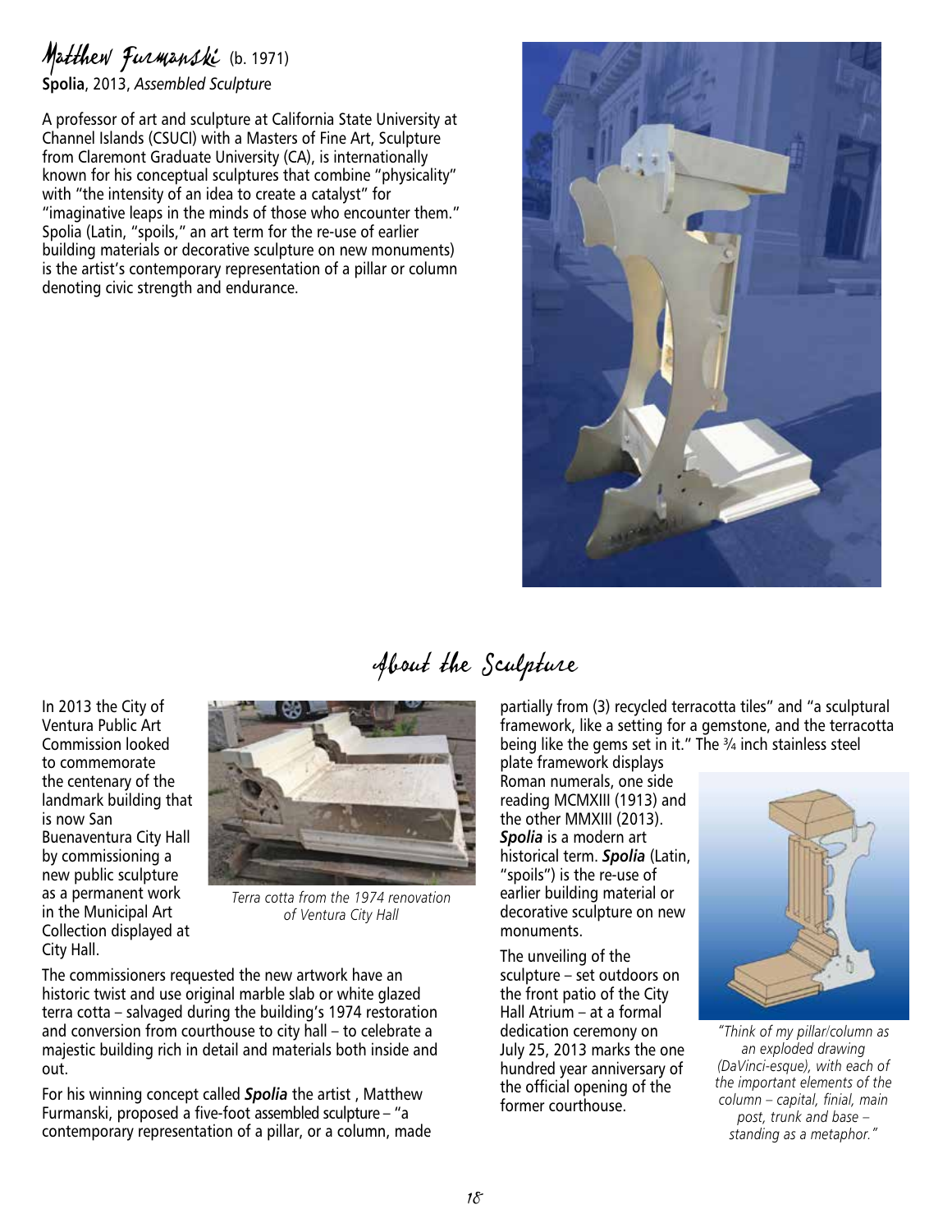## Matthew Furmanski (b. 1971)

**Spolia**, 2013, *Assembled Sculpture*

A professor of art and sculpture at California State University at Channel Islands (CSUCI) with a Masters of Fine Art, Sculpture from Claremont Graduate University (CA), is internationally known for his conceptual sculptures that combine "physicality" with "the intensity of an idea to create a catalyst" for "imaginative leaps in the minds of those who encounter them." Spolia (Latin, "spoils," an art term for the re-use of earlier building materials or decorative sculpture on new monuments) is the artist's contemporary representation of a pillar or column denoting civic strength and endurance.

## About the Sculpture

In 2013 the City of Ventura Public Art Commission looked to commemorate the centenary of the landmark building that is now San Buenaventura City Hall by commissioning a new public sculpture as a permanent work in the Municipal Art Collection displayed at City Hall.

*Terra cotta from the 1974 renovation of Ventura City Hall*

The commissioners requested the new artwork have an historic twist and use original marble slab or white glazed terra cotta – salvaged during the building's 1974 restoration and conversion from courthouse to city hall – to celebrate a majestic building rich in detail and materials both inside and out.

For his winning concept called ***Spolia*** the artist , Matthew Furmanski, proposed a five-foot assembled sculpture – "a contemporary representation of a pillar, or a column, made partially from (3) recycled terracotta tiles" and "a sculptural framework, like a setting for a gemstone, and the terracotta being like the gems set in it." The ¾ inch stainless steel plate framework displays Roman numerals, one side reading MCMXIII (1913) and the other MMXIII (2013). ***Spolia*** is a modern art historical term. ***Spolia*** (Latin, "spoils") is the re-use of earlier building material or decorative sculpture on new monuments.

The unveiling of the sculpture – set outdoors on the front patio of the City Hall Atrium – at a formal dedication ceremony on July 25, 2013 marks the one hundred year anniversary of the official opening of the former courthouse.

*"Think of my pillar/column as an exploded drawing (DaVinci-esque), with each of the important elements of the column – capital, finial, main post, trunk and base – standing as a metaphor."*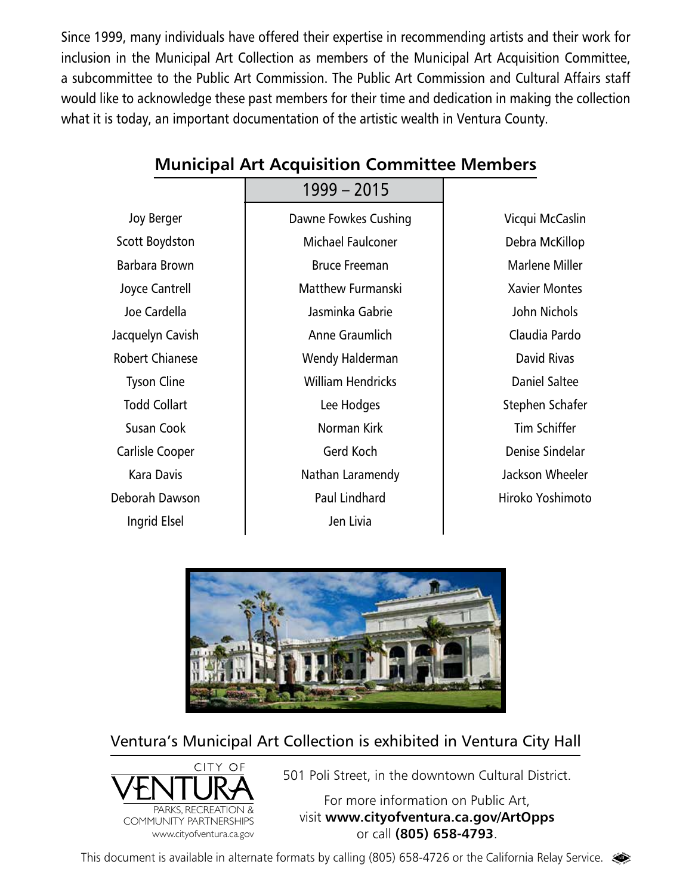Since 1999, many individuals have offered their expertise in recommending artists and their work for inclusion in the Municipal Art Collection as members of the Municipal Art Acquisition Committee, a subcommittee to the Public Art Commission. The Public Art Commission and Cultural Affairs staff would like to acknowledge these past members for their time and dedication in making the collection what it is today, an important documentation of the artistic wealth in Ventura County.

## Municipal Art Acquisition Committee Members

### 1999 – 2015

| | | |
|---|---|---|
| Joy Berger | Dawne Fowkes Cushing | Vicqui McCaslin |
| Scott Boydston | Michael Faulconer | Debra McKillop |
| Barbara Brown | Bruce Freeman | Marlene Miller |
| Joyce Cantrell | Matthew Furmanski | Xavier Montes |
| Joe Cardella | Jasminka Gabrie | John Nichols |
| Jacquelyn Cavish | Anne Graumlich | Claudia Pardo |
| Robert Chianese | Wendy Halderman | David Rivas |
| Tyson Cline | William Hendricks | Daniel Saltee |
| Todd Collart | Lee Hodges | Stephen Schafer |
| Susan Cook | Norman Kirk | Tim Schiffer |
| Carlisle Cooper | Gerd Koch | Denise Sindelar |
| Kara Davis | Nathan Laramendy | Jackson Wheeler |
| Deborah Dawson | Paul Lindhard | Hiroko Yoshimoto |
| Ingrid Elsel | Jen Livia | |

Ventura's Municipal Art Collection is exhibited in Ventura City Hall

CITY OF VENTURA
PARKS, RECREATION & COMMUNITY PARTNERSHIPS
www.cityofventura.ca.gov

501 Poli Street, in the downtown Cultural District.

For more information on Public Art, visit **www.cityofventura.ca.gov/ArtOpps** or call **(805) 658-4793**.

This document is available in alternate formats by calling (805) 658-4726 or the California Relay Service.